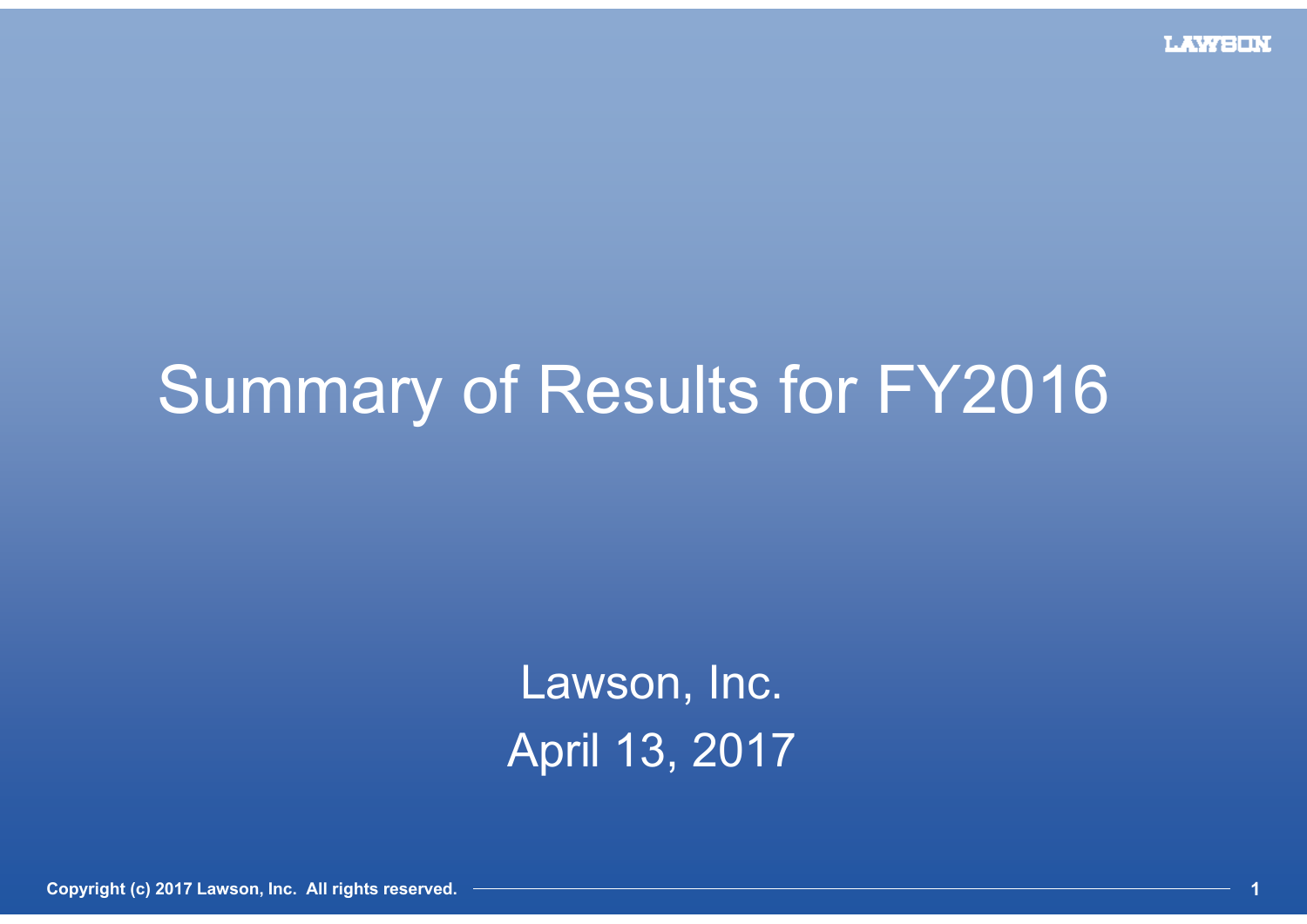# Summary of Results for FY2016

Lawson, Inc.

April 13, 2017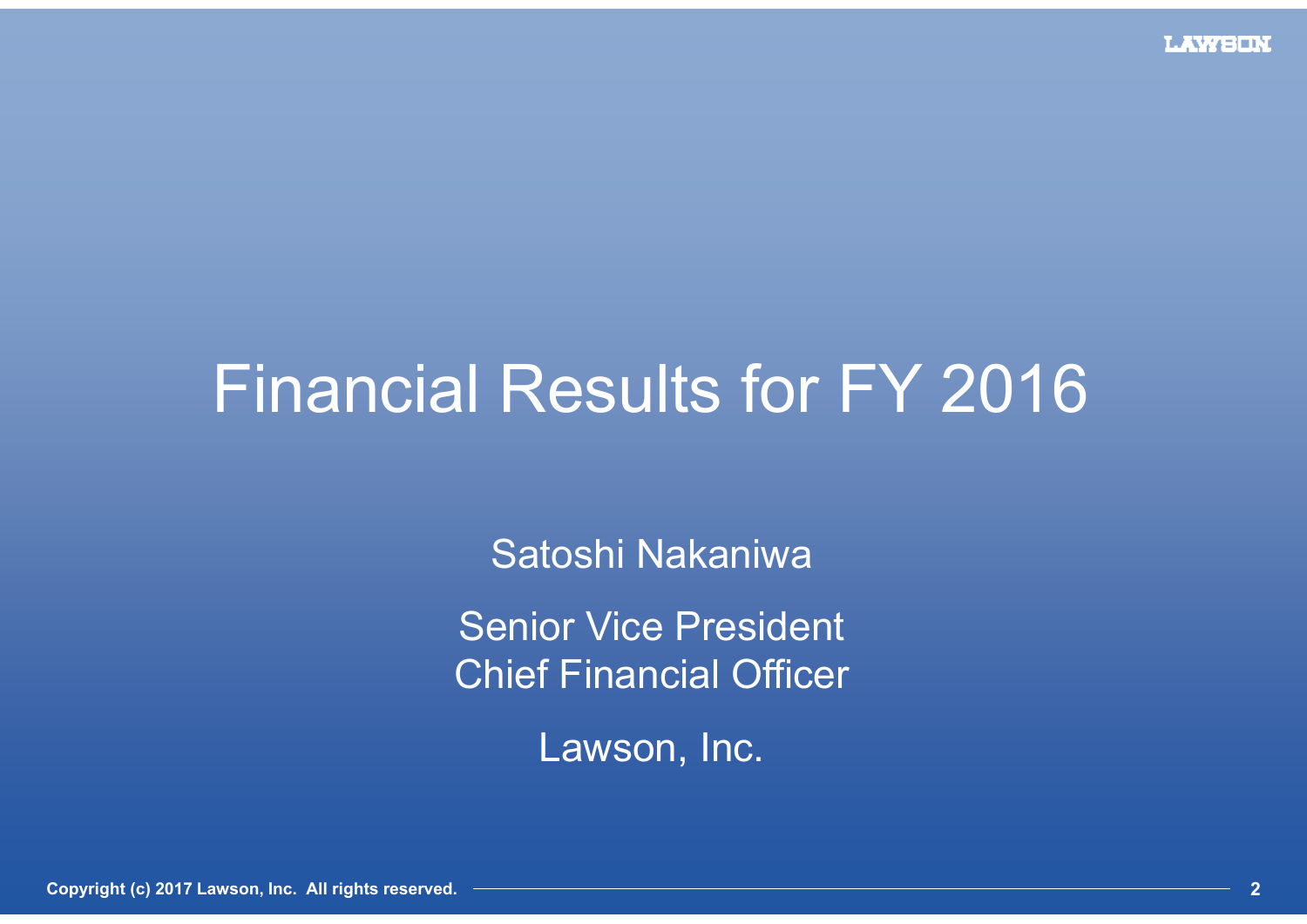# Financial Results for FY 2016

Satoshi Nakaniwa

Senior Vice President
Chief Financial Officer

Lawson, Inc.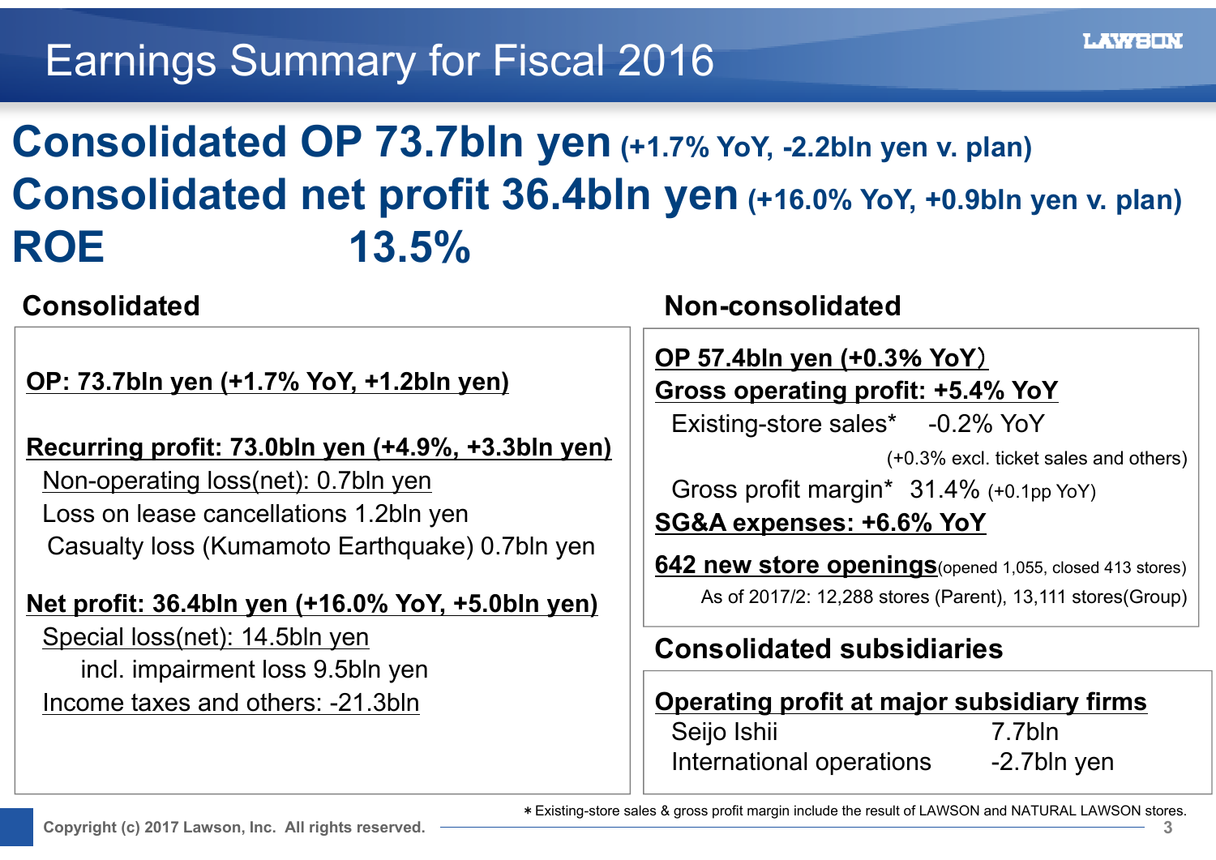# Earnings Summary for Fiscal 2016

## Consolidated OP 73.7bln yen (+1.7% YoY, -2.2bln yen v. plan)

## Consolidated net profit 36.4bln yen (+16.0% YoY, +0.9bln yen v. plan)

## ROE 13.5%

### Consolidated

**OP: 73.7bln yen (+1.7% YoY, +1.2bln yen)**

**Recurring profit: 73.0bln yen (+4.9%, +3.3bln yen)**

Non-operating loss(net): 0.7bln yen

Loss on lease cancellations 1.2bln yen

Casualty loss (Kumamoto Earthquake) 0.7bln yen

**Net profit: 36.4bln yen (+16.0% YoY, +5.0bln yen)**

Special loss(net): 14.5bln yen

incl. impairment loss 9.5bln yen

Income taxes and others: -21.3bln

### Non-consolidated

**OP 57.4bln yen (+0.3% YoY)**

**Gross operating profit: +5.4% YoY**

Existing-store sales* -0.2% YoY

(+0.3% excl. ticket sales and others)

Gross profit margin* 31.4% (+0.1pp YoY)

**SG&A expenses: +6.6% YoY**

**642 new store openings** (opened 1,055, closed 413 stores)

As of 2017/2: 12,288 stores (Parent), 13,111 stores(Group)

### Consolidated subsidiaries

**Operating profit at major subsidiary firms**

| | |
|---|---|
| Seijo Ishii | 7.7bln |
| International operations | -2.7bln yen |

* Existing-store sales & gross profit margin include the result of LAWSON and NATURAL LAWSON stores.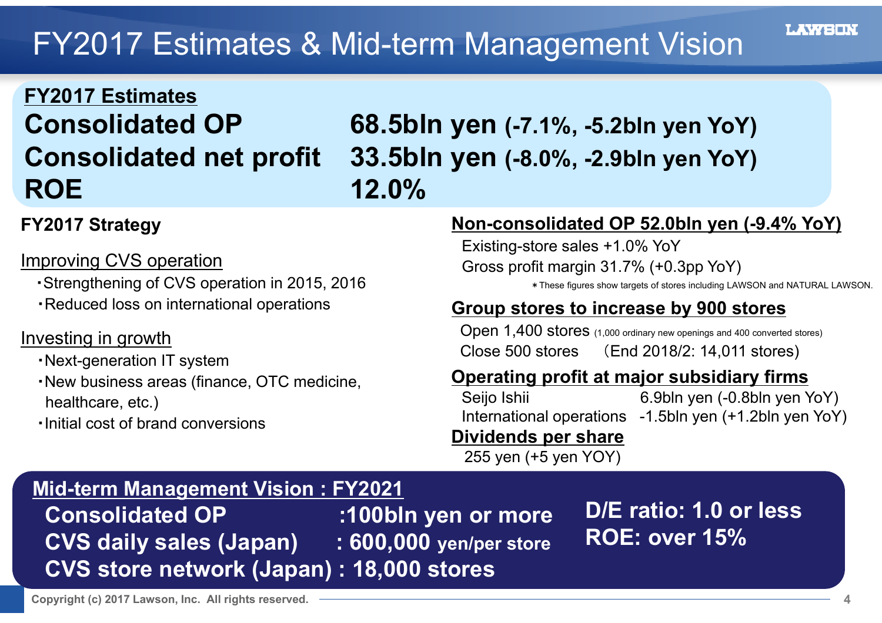# FY2017 Estimates & Mid-term Management Vision

## FY2017 Estimates

| | |
|---|---|
| **Consolidated OP** | **68.5bln yen (-7.1%, -5.2bln yen YoY)** |
| **Consolidated net profit** | **33.5bln yen (-8.0%, -2.9bln yen YoY)** |
| **ROE** | **12.0%** |

### FY2017 Strategy

**Improving CVS operation**

- Strengthening of CVS operation in 2015, 2016
- Reduced loss on international operations

**Investing in growth**

- Next-generation IT system
- New business areas (finance, OTC medicine, healthcare, etc.)
- Initial cost of brand conversions

### Non-consolidated OP 52.0bln yen (-9.4% YoY)

Existing-store sales +1.0% YoY
Gross profit margin 31.7% (+0.3pp YoY)

*These figures show targets of stores including LAWSON and NATURAL LAWSON.

### Group stores to increase by 900 stores

Open 1,400 stores (1,000 ordinary new openings and 400 converted stores)
Close 500 stores （End 2018/2: 14,011 stores)

### Operating profit at major subsidiary firms

| | |
|---|---|
| Seijo Ishii | 6.9bln yen (-0.8bln yen YoY) |
| International operations | -1.5bln yen (+1.2bln yen YoY) |

### Dividends per share

255 yen (+5 yen YOY)

## Mid-term Management Vision : FY2021

**Consolidated OP :100bln yen or more**
**CVS daily sales (Japan) : 600,000 yen/per store**
**CVS store network (Japan) : 18,000 stores**

**D/E ratio: 1.0 or less**
**ROE: over 15%**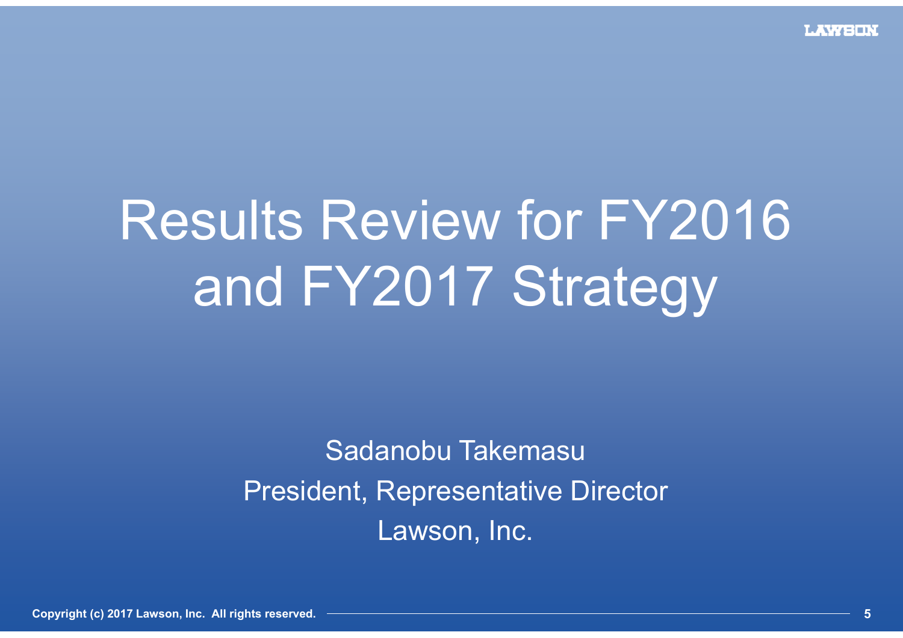# Results Review for FY2016 and FY2017 Strategy

Sadanobu Takemasu

President, Representative Director

Lawson, Inc.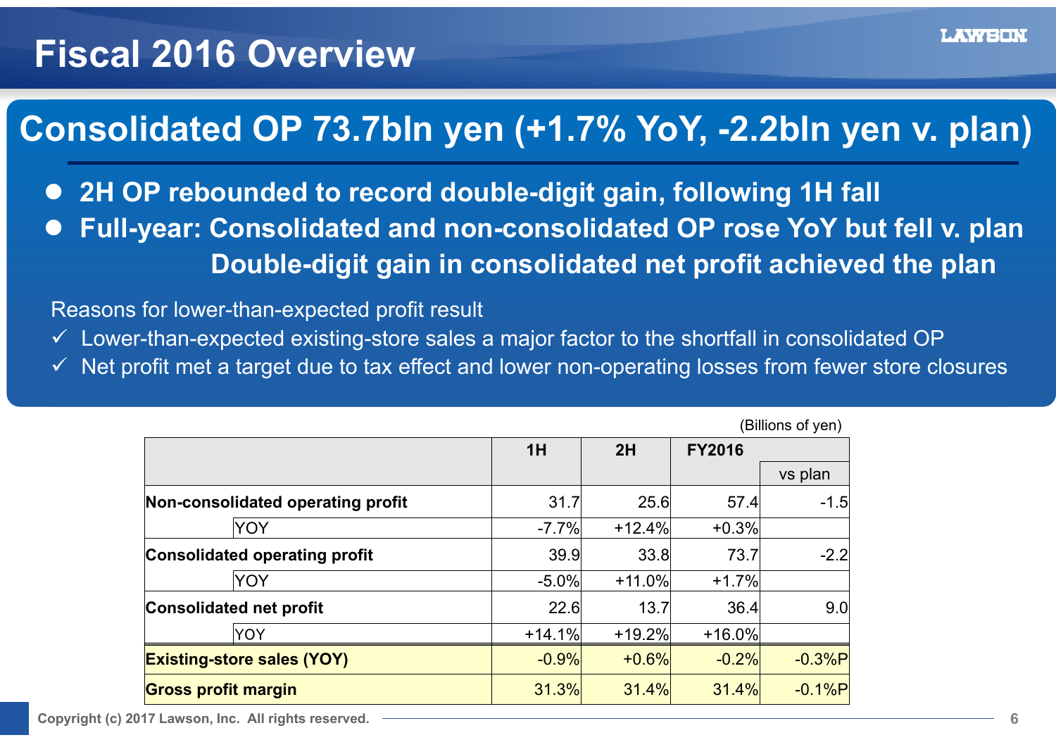# Fiscal 2016 Overview

## Consolidated OP 73.7bln yen (+1.7% YoY, -2.2bln yen v. plan)

- **2H OP rebounded to record double-digit gain, following 1H fall**
- **Full-year: Consolidated and non-consolidated OP rose YoY but fell v. plan**
  **Double-digit gain in consolidated net profit achieved the plan**

Reasons for lower-than-expected profit result

- ✓ Lower-than-expected existing-store sales a major factor to the shortfall in consolidated OP
- ✓ Net profit met a target due to tax effect and lower non-operating losses from fewer store closures

(Billions of yen)

| | | 1H | 2H | FY2016 | |
|---|---|---|---|---|---|
| | | | | | vs plan |
| **Non-consolidated operating profit** | | 31.7 | 25.6 | 57.4 | -1.5 |
| | YOY | -7.7% | +12.4% | +0.3% | |
| **Consolidated operating profit** | | 39.9 | 33.8 | 73.7 | -2.2 |
| | YOY | -5.0% | +11.0% | +1.7% | |
| **Consolidated net profit** | | 22.6 | 13.7 | 36.4 | 9.0 |
| | YOY | +14.1% | +19.2% | +16.0% | |
| **Existing-store sales (YOY)** | | -0.9% | +0.6% | -0.2% | -0.3%P |
| **Gross profit margin** | | 31.3% | 31.4% | 31.4% | -0.1%P |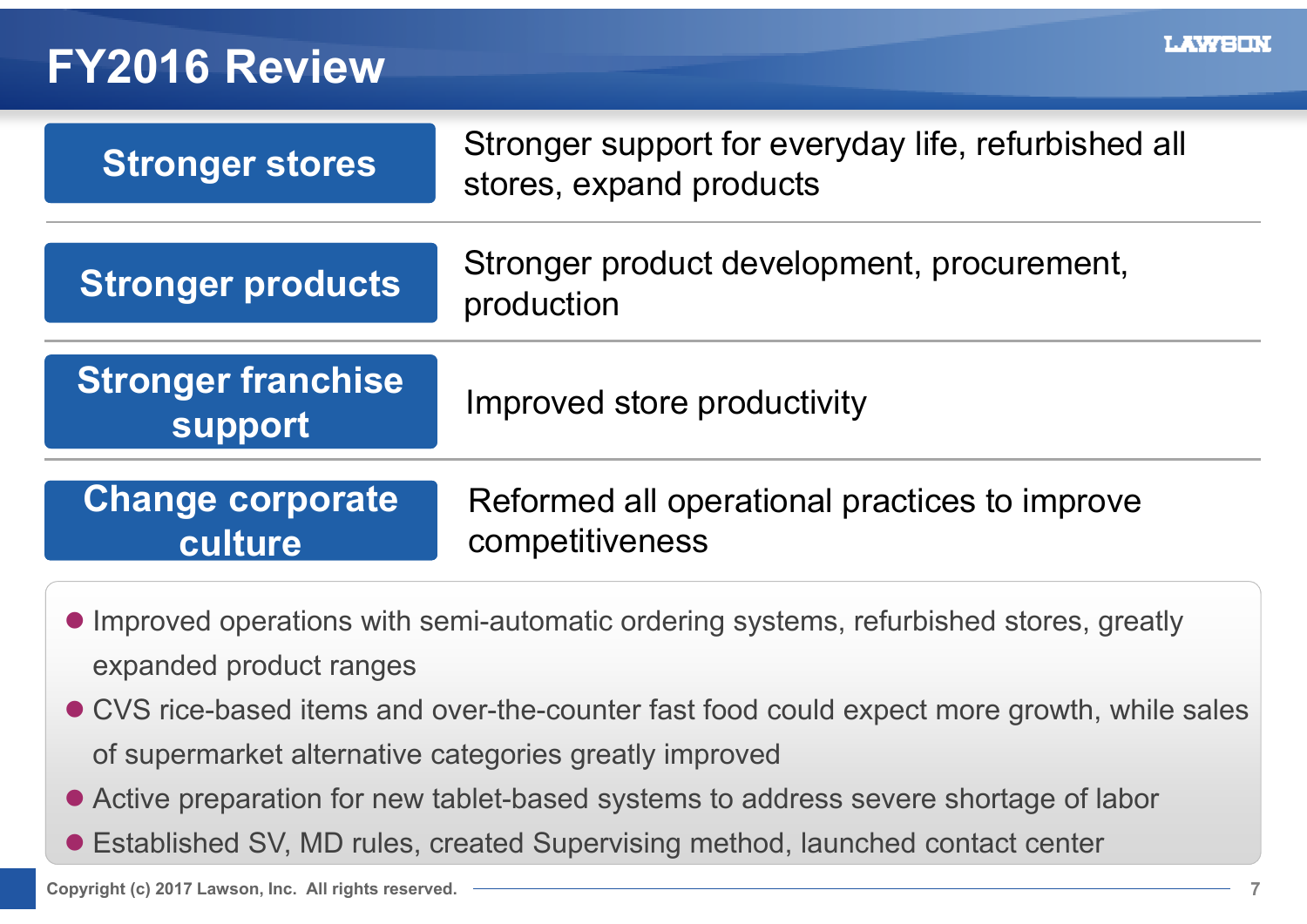# FY2016 Review

| | |
|---|---|
| **Stronger stores** | Stronger support for everyday life, refurbished all stores, expand products |
| **Stronger products** | Stronger product development, procurement, production |
| **Stronger franchise support** | Improved store productivity |
| **Change corporate culture** | Reformed all operational practices to improve competitiveness |

- Improved operations with semi-automatic ordering systems, refurbished stores, greatly expanded product ranges
- CVS rice-based items and over-the-counter fast food could expect more growth, while sales of supermarket alternative categories greatly improved
- Active preparation for new tablet-based systems to address severe shortage of labor
- Established SV, MD rules, created Supervising method, launched contact center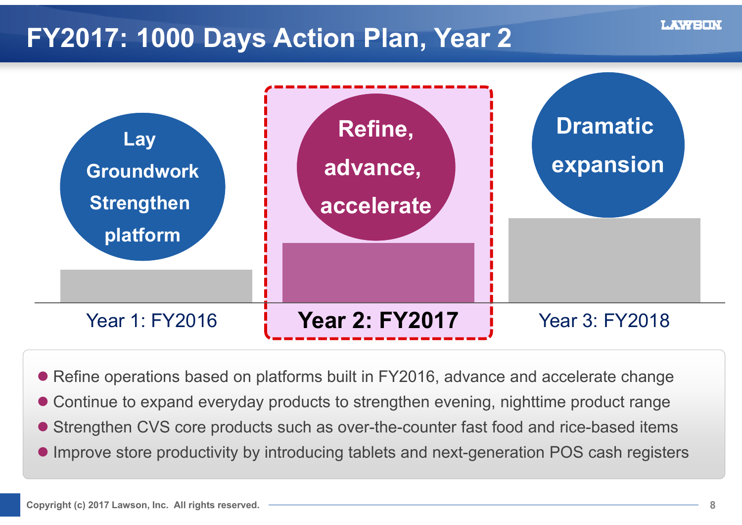# FY2017: 1000 Days Action Plan, Year 2

| Year 1: FY2016 | **Year 2: FY2017** | Year 3: FY2018 |
|---|---|---|
| Lay Groundwork Strengthen platform | **Refine, advance, accelerate** | Dramatic expansion |

- Refine operations based on platforms built in FY2016, advance and accelerate change
- Continue to expand everyday products to strengthen evening, nighttime product range
- Strengthen CVS core products such as over-the-counter fast food and rice-based items
- Improve store productivity by introducing tablets and next-generation POS cash registers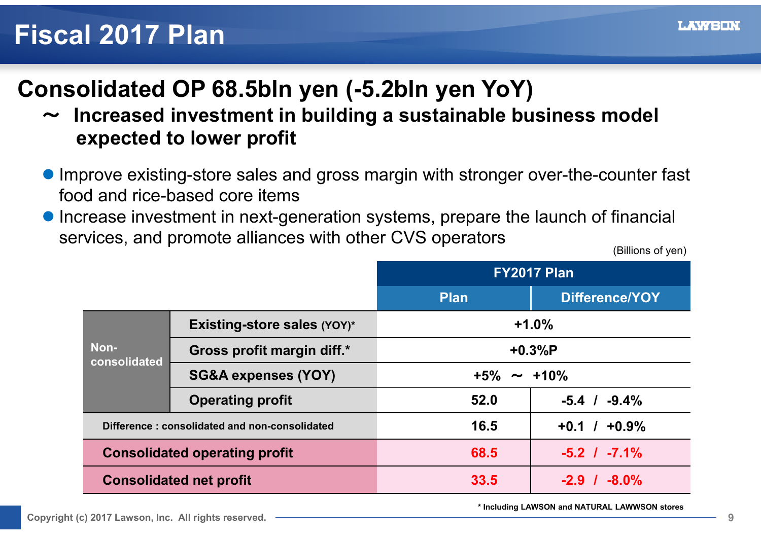# Fiscal 2017 Plan

## Consolidated OP 68.5bln yen (-5.2bln yen YoY)

**～ Increased investment in building a sustainable business model expected to lower profit**

- Improve existing-store sales and gross margin with stronger over-the-counter fast food and rice-based core items
- Increase investment in next-generation systems, prepare the launch of financial services, and promote alliances with other CVS operators

(Billions of yen)

| | | FY2017 Plan | |
|---|---|---|---|
| | | Plan | Difference/YOY |
| Non-consolidated | Existing-store sales (YOY)* | +1.0% | |
| | Gross profit margin diff.* | +0.3%P | |
| | SG&A expenses (YOY) | +5% ～ +10% | |
| | Operating profit | 52.0 | -5.4 / -9.4% |
| Difference : consolidated and non-consolidated | | 16.5 | +0.1 / +0.9% |
| **Consolidated operating profit** | | 68.5 | -5.2 / -7.1% |
| **Consolidated net profit** | | 33.5 | -2.9 / -8.0% |

* Including LAWSON and NATURAL LAWWSON stores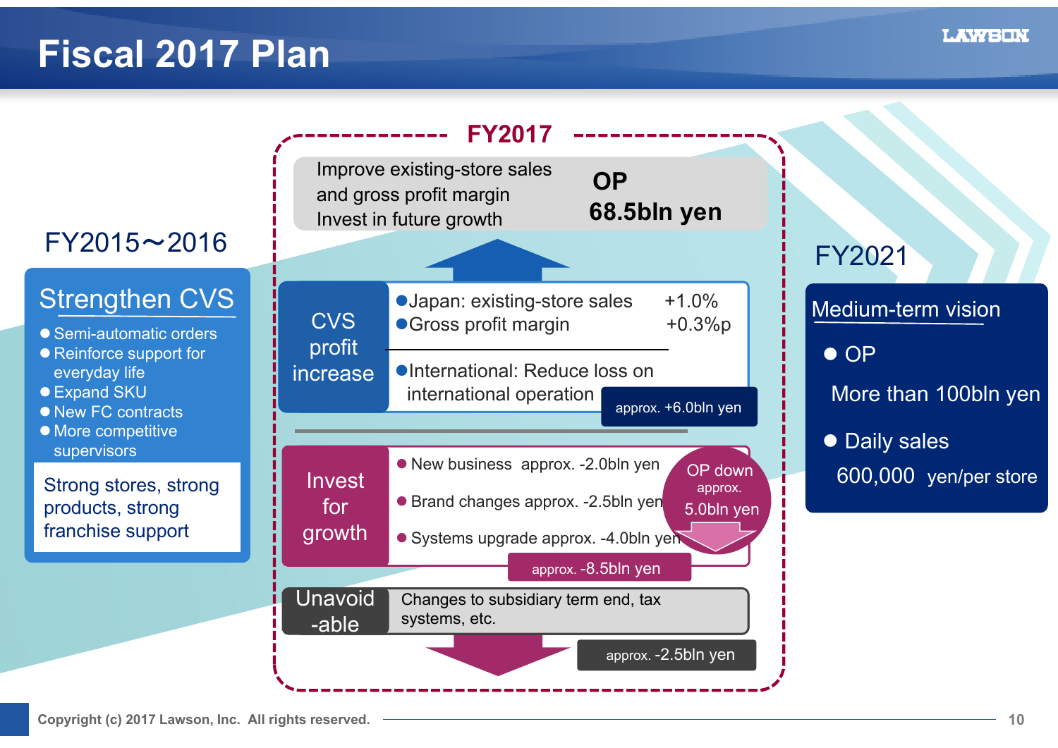# Fiscal 2017 Plan

## FY2015～2016

### Strengthen CVS

- Semi-automatic orders
- Reinforce support for everyday life
- Expand SKU
- New FC contracts
- More competitive supervisors

Strong stores, strong products, strong franchise support

## FY2017

Improve existing-store sales and gross profit margin
Invest in future growth

**OP 68.5bln yen**

### CVS profit increase

- Japan: existing-store sales +1.0%
- Gross profit margin +0.3%p
- International: Reduce loss on international operation

approx. +6.0bln yen

### Invest for growth

- New business approx. -2.0bln yen
- Brand changes approx. -2.5bln yen
- Systems upgrade approx. -4.0bln yen

approx. -8.5bln yen

OP down approx. 5.0bln yen

### Unavoidable

Changes to subsidiary term end, tax systems, etc.

approx. -2.5bln yen

## FY2021

### Medium-term vision

- OP
  More than 100bln yen
- Daily sales
  600,000 yen/per store

Copyright (c) 2017 Lawson, Inc. All rights reserved.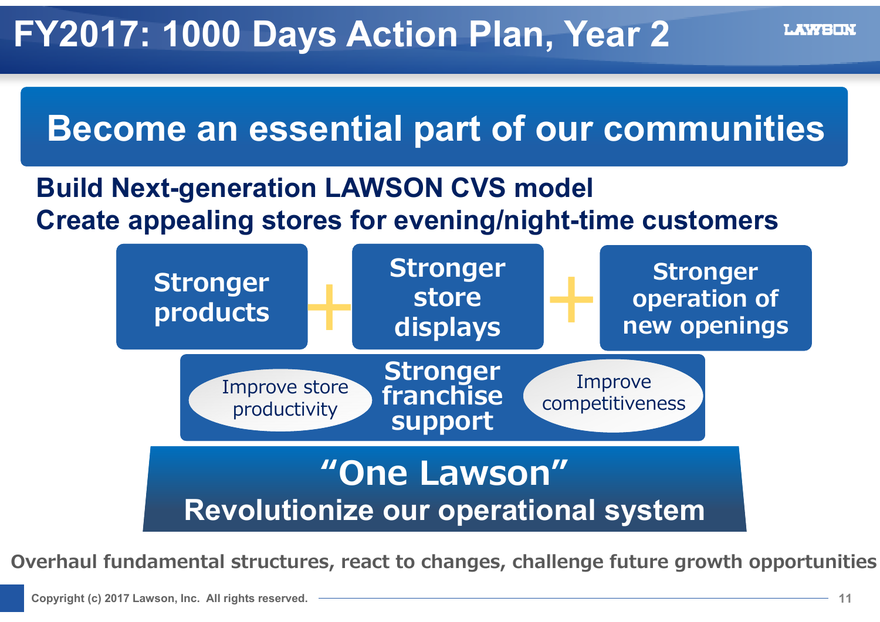# FY2017: 1000 Days Action Plan, Year 2

## Become an essential part of our communities

**Build Next-generation LAWSON CVS model**
**Create appealing stores for evening/night-time customers**

**Stronger products** + **Stronger store displays** + **Stronger operation of new openings**

Improve store productivity — **Stronger franchise support** — Improve competitiveness

## "One Lawson"

**Revolutionize our operational system**

**Overhaul fundamental structures, react to changes, challenge future growth opportunities**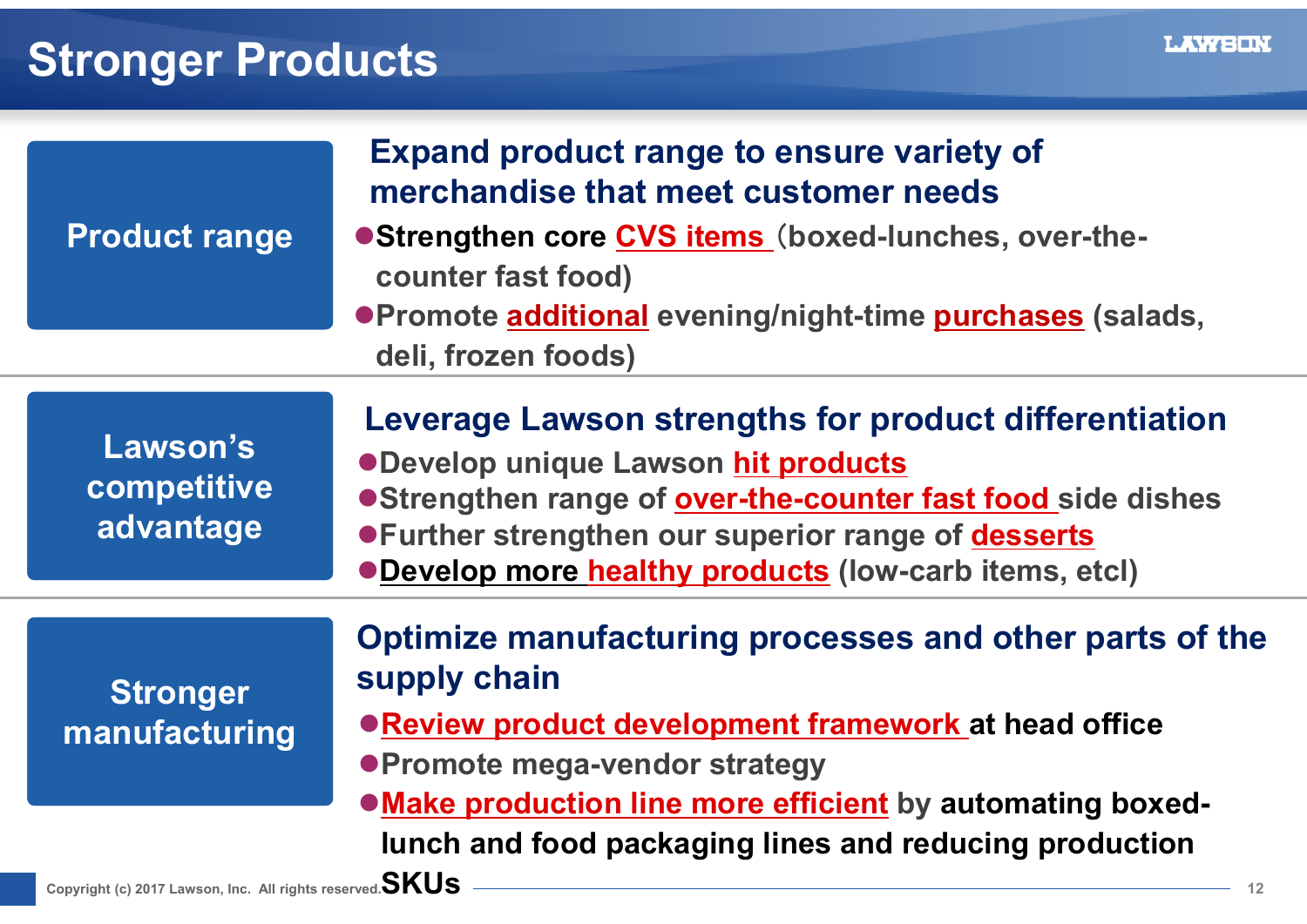# Stronger Products

## Product range

**Expand product range to ensure variety of merchandise that meet customer needs**

- **Strengthen core CVS items（boxed-lunches, over-the-counter fast food)**
- Promote additional evening/night-time purchases (salads, deli, frozen foods)

## Lawson's competitive advantage

**Leverage Lawson strengths for product differentiation**

- Develop unique Lawson hit products
- Strengthen range of over-the-counter fast food side dishes
- Further strengthen our superior range of desserts
- Develop more healthy products (low-carb items, etcl)

## Stronger manufacturing

**Optimize manufacturing processes and other parts of the supply chain**

- **Review product development framework at head office**
- Promote mega-vendor strategy
- Make production line more efficient by **automating boxed-lunch and food packaging lines and reducing production SKUs**

Copyright (c) 2017 Lawson, Inc. All rights reserved.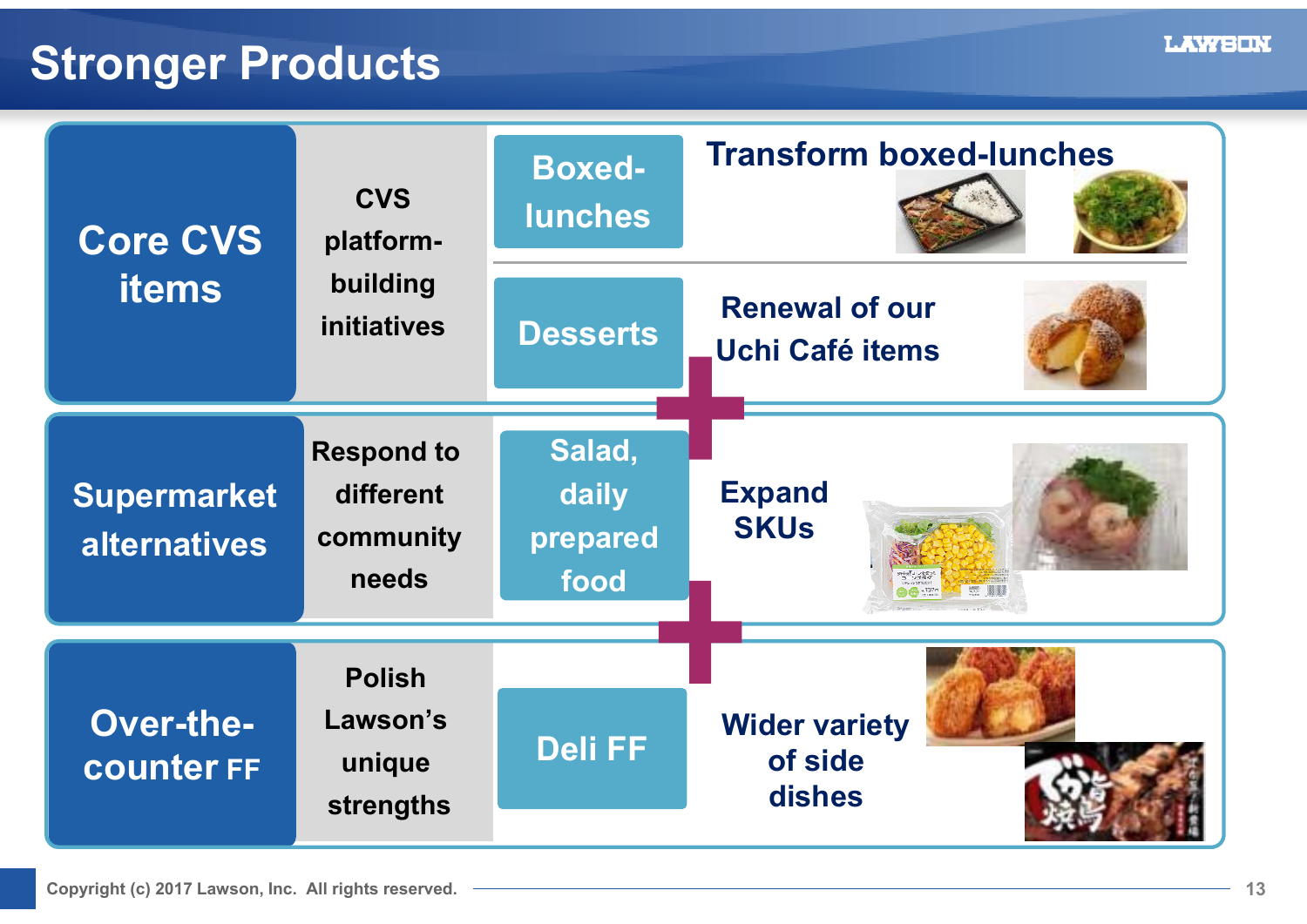# Stronger Products

| | | | |
|---|---|---|---|
| **Core CVS items** | CVS platform-building initiatives | Boxed-lunches | Transform boxed-lunches |
| | | Desserts | Renewal of our Uchi Café items |
| **Supermarket alternatives** | Respond to different community needs | Salad, daily prepared food | Expand SKUs |
| **Over-the-counter FF** | Polish Lawson's unique strengths | Deli FF | Wider variety of side dishes |

Copyright (c) 2017 Lawson, Inc. All rights reserved.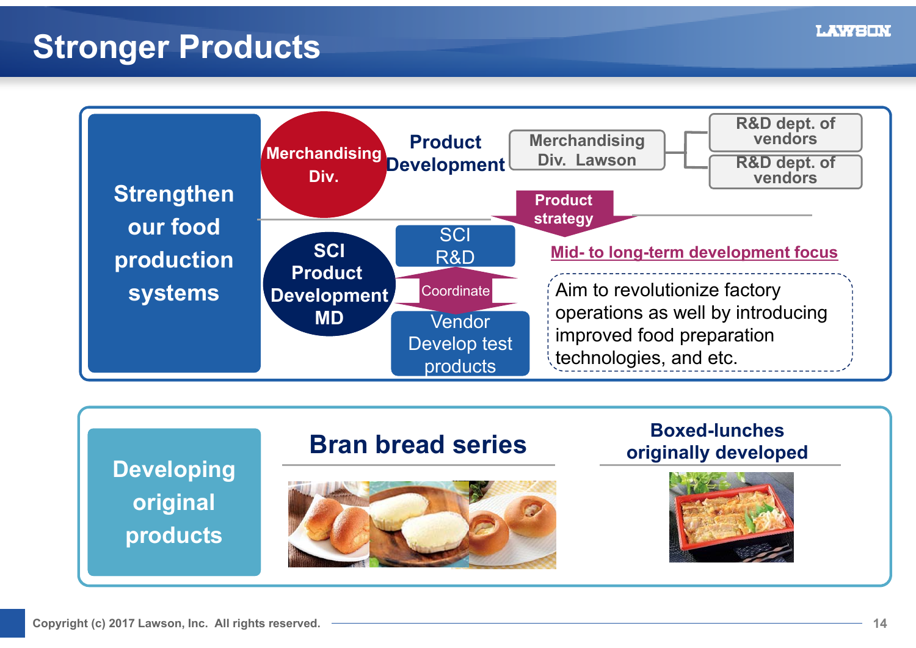# Stronger Products

## Strengthen our food production systems

**Merchandising Div.** — **Product Development** — Merchandising Div. Lawson — R&D dept. of vendors / R&D dept. of vendors

**Product strategy**

**SCI Product Development MD**

- SCI R&D
- Coordinate
- Vendor Develop test products

**Mid- to long-term development focus**

Aim to revolutionize factory operations as well by introducing improved food preparation technologies, and etc.

## Developing original products

### Bran bread series

### Boxed-lunches originally developed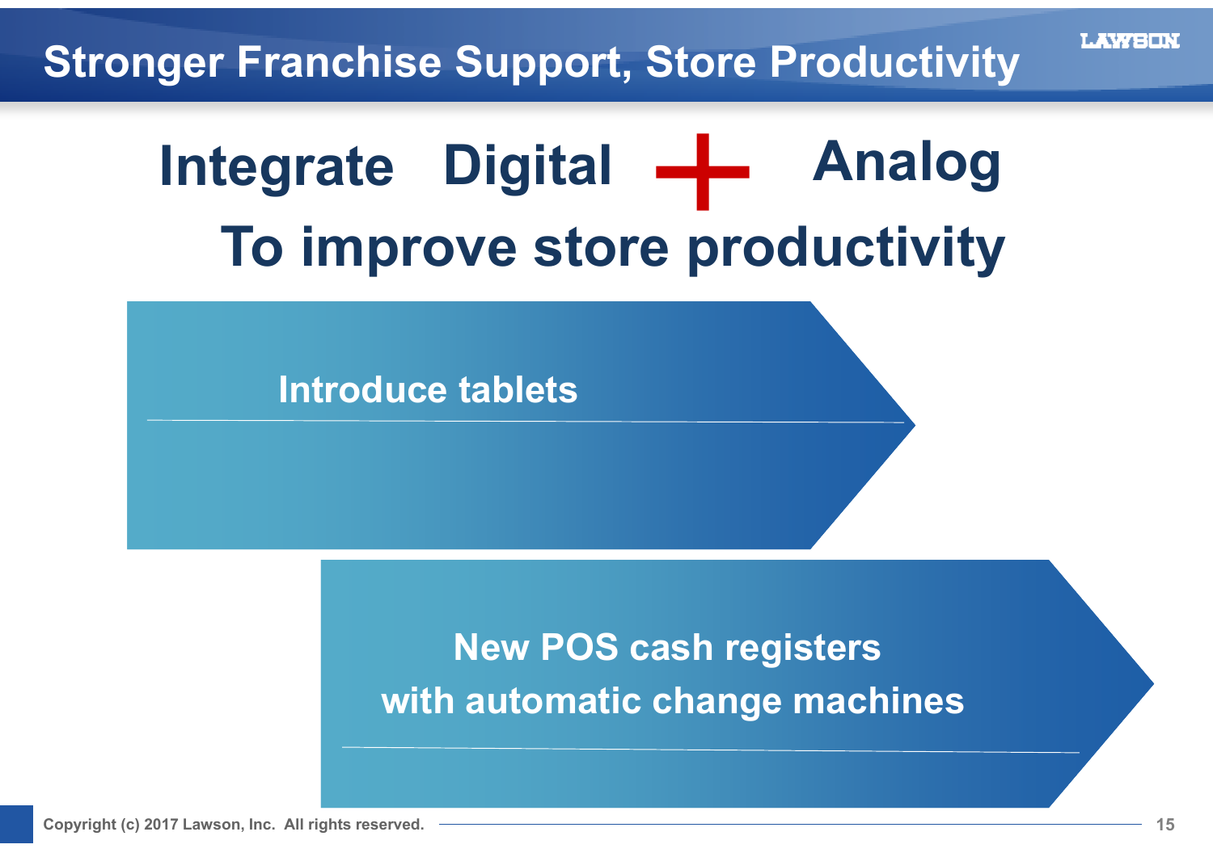# Stronger Franchise Support, Store Productivity

## Integrate Digital + Analog
## To improve store productivity

**Introduce tablets**

**New POS cash registers with automatic change machines**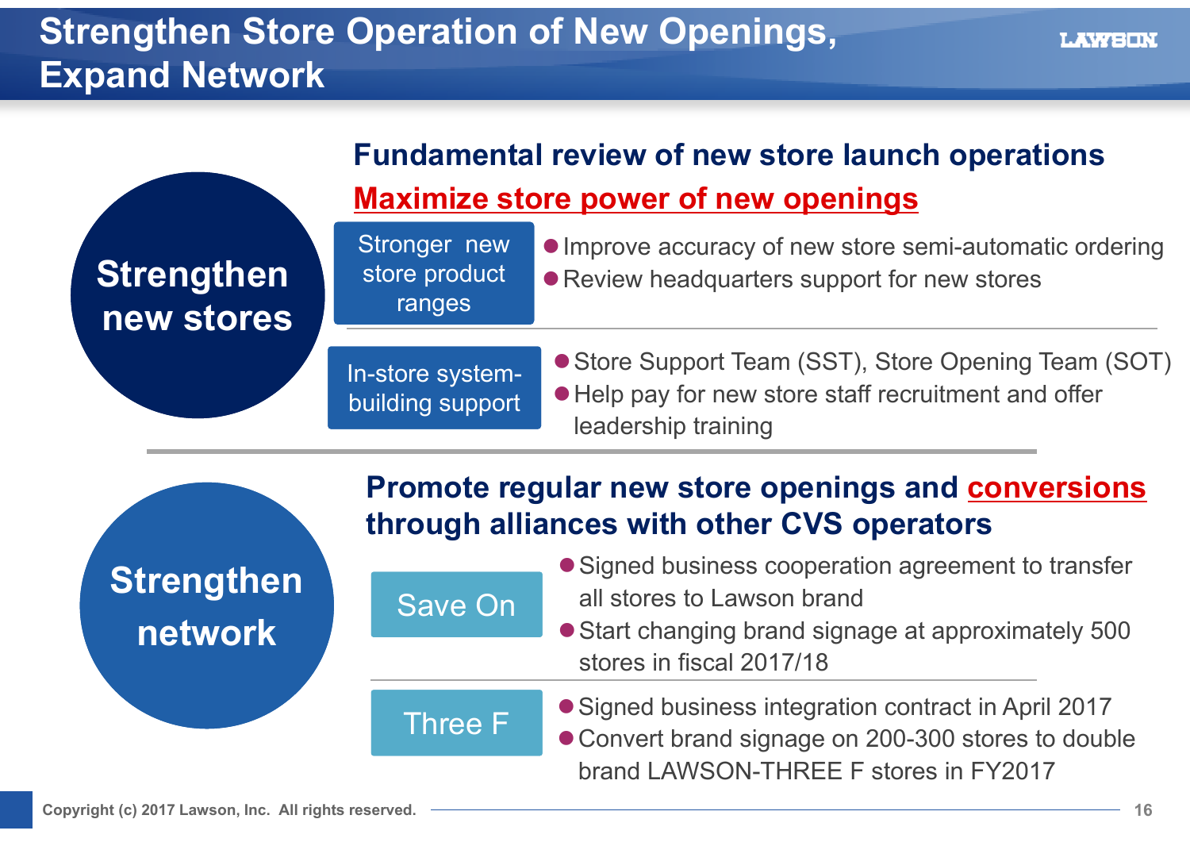# Strengthen Store Operation of New Openings, Expand Network

## Strengthen new stores

### Fundamental review of new store launch operations

**Maximize store power of new openings**

**Stronger new store product ranges**

- Improve accuracy of new store semi-automatic ordering
- Review headquarters support for new stores

**In-store system-building support**

- Store Support Team (SST), Store Opening Team (SOT)
- Help pay for new store staff recruitment and offer leadership training

## Strengthen network

### Promote regular new store openings and conversions through alliances with other CVS operators

**Save On**

- Signed business cooperation agreement to transfer all stores to Lawson brand
- Start changing brand signage at approximately 500 stores in fiscal 2017/18

**Three F**

- Signed business integration contract in April 2017
- Convert brand signage on 200-300 stores to double brand LAWSON-THREE F stores in FY2017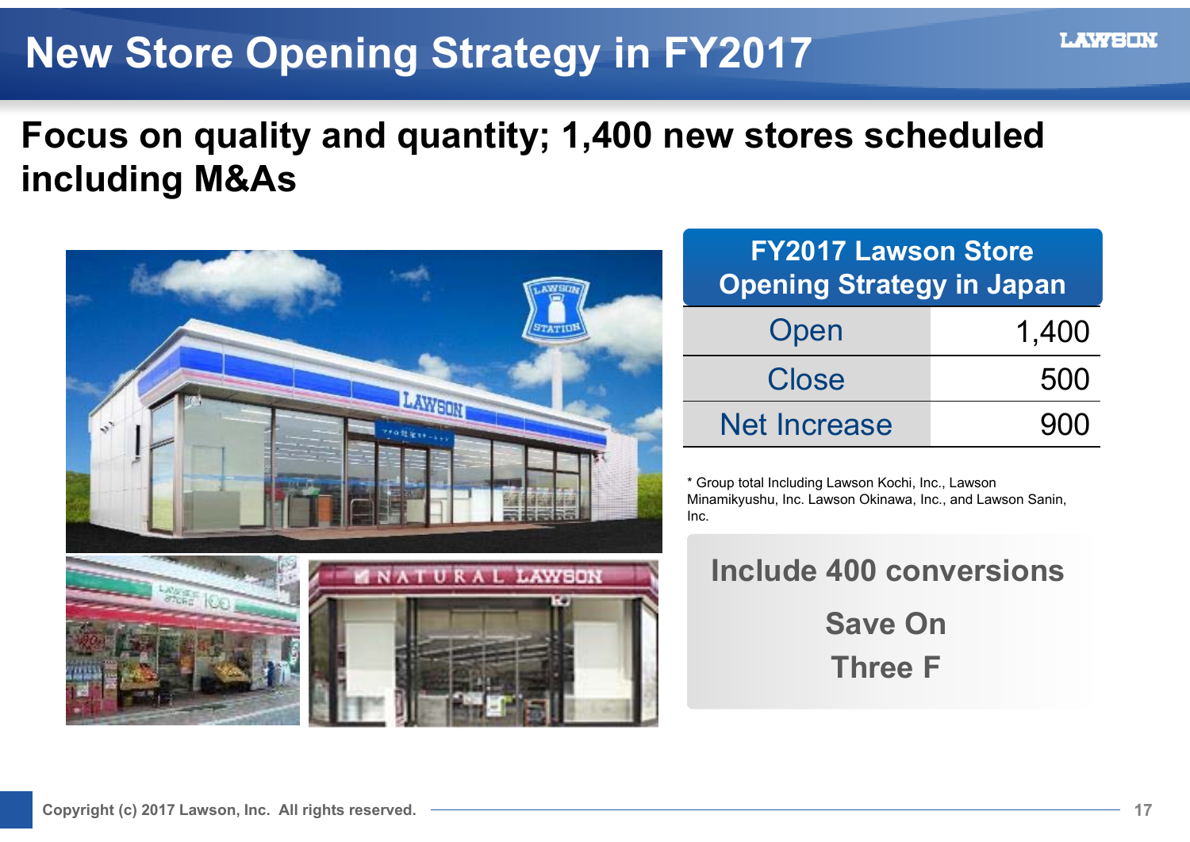# New Store Opening Strategy in FY2017

## Focus on quality and quantity; 1,400 new stores scheduled including M&As

| FY2017 Lawson Store Opening Strategy in Japan | |
|---|---|
| Open | 1,400 |
| Close | 500 |
| Net Increase | 900 |

\* Group total Including Lawson Kochi, Inc., Lawson Minamikyushu, Inc. Lawson Okinawa, Inc., and Lawson Sanin, Inc.

**Include 400 conversions**

**Save On**

**Three F**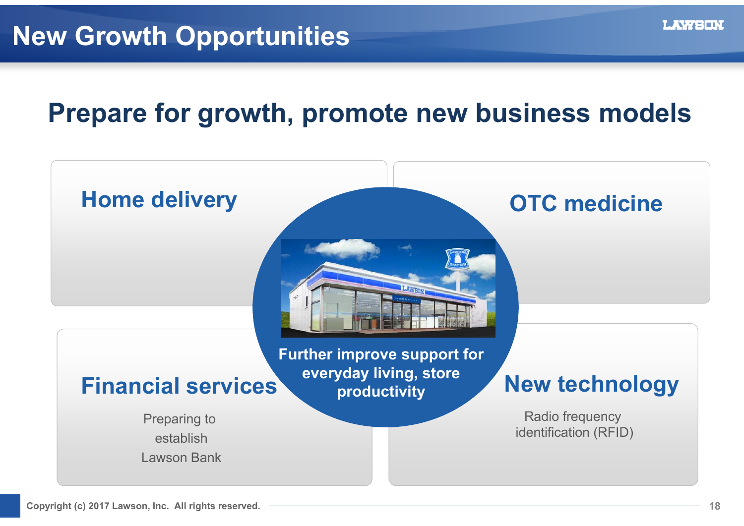# New Growth Opportunities

## Prepare for growth, promote new business models

### Home delivery

### OTC medicine

**Further improve support for everyday living, store productivity**

### Financial services

Preparing to establish Lawson Bank

### New technology

Radio frequency identification (RFID)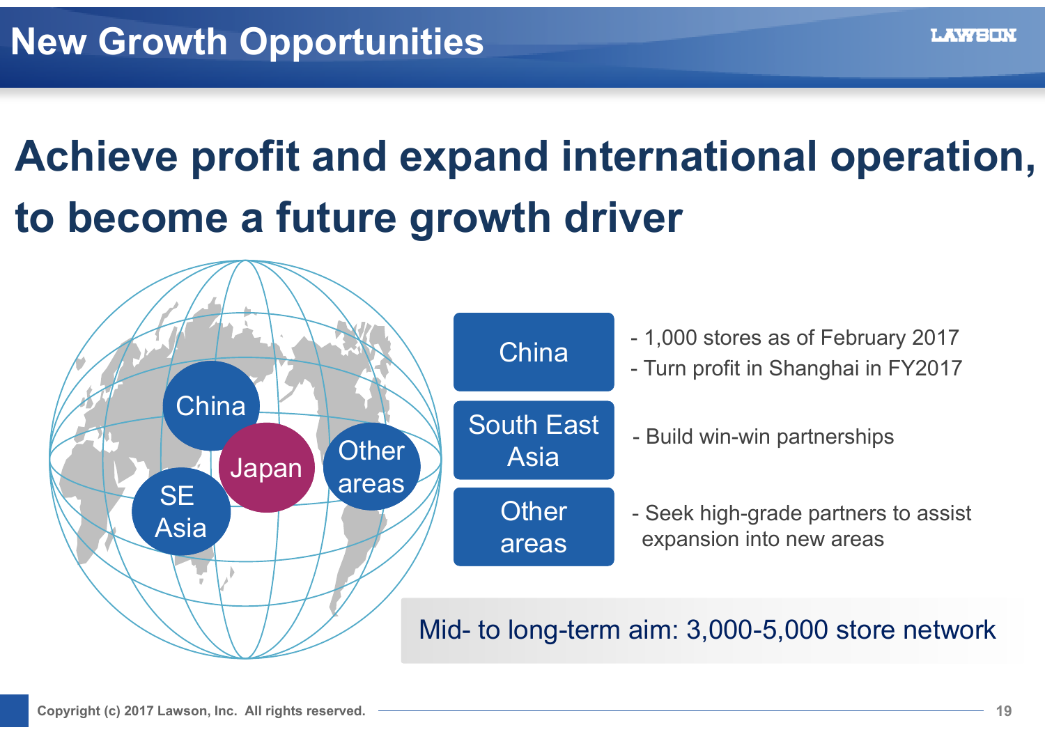# New Growth Opportunities

## Achieve profit and expand international operation, to become a future growth driver

| Region | Details |
| --- | --- |
| China | - 1,000 stores as of February 2017<br>- Turn profit in Shanghai in FY2017 |
| South East Asia | - Build win-win partnerships |
| Other areas | - Seek high-grade partners to assist expansion into new areas |

Mid- to long-term aim: 3,000-5,000 store network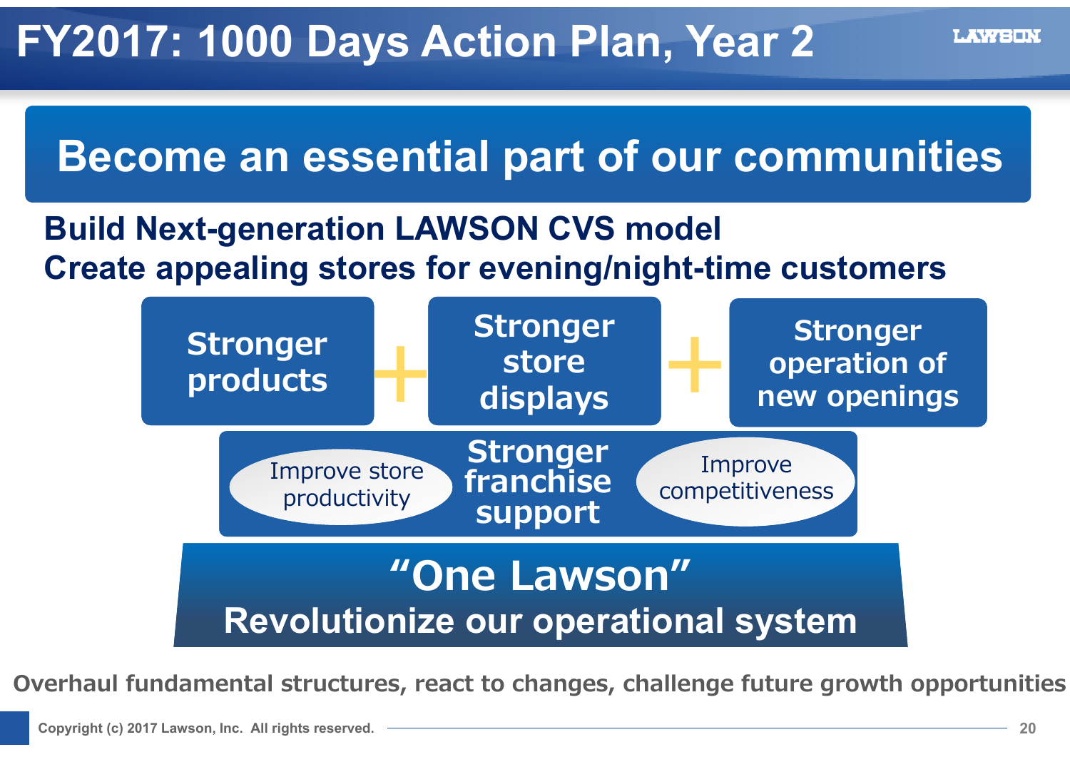# FY2017: 1000 Days Action Plan, Year 2

## Become an essential part of our communities

**Build Next-generation LAWSON CVS model**
**Create appealing stores for evening/night-time customers**

**Stronger products** + **Stronger store displays** + **Stronger operation of new openings**

**Stronger franchise support**

- Improve store productivity
- Improve competitiveness

## "One Lawson"

**Revolutionize our operational system**

**Overhaul fundamental structures, react to changes, challenge future growth opportunities**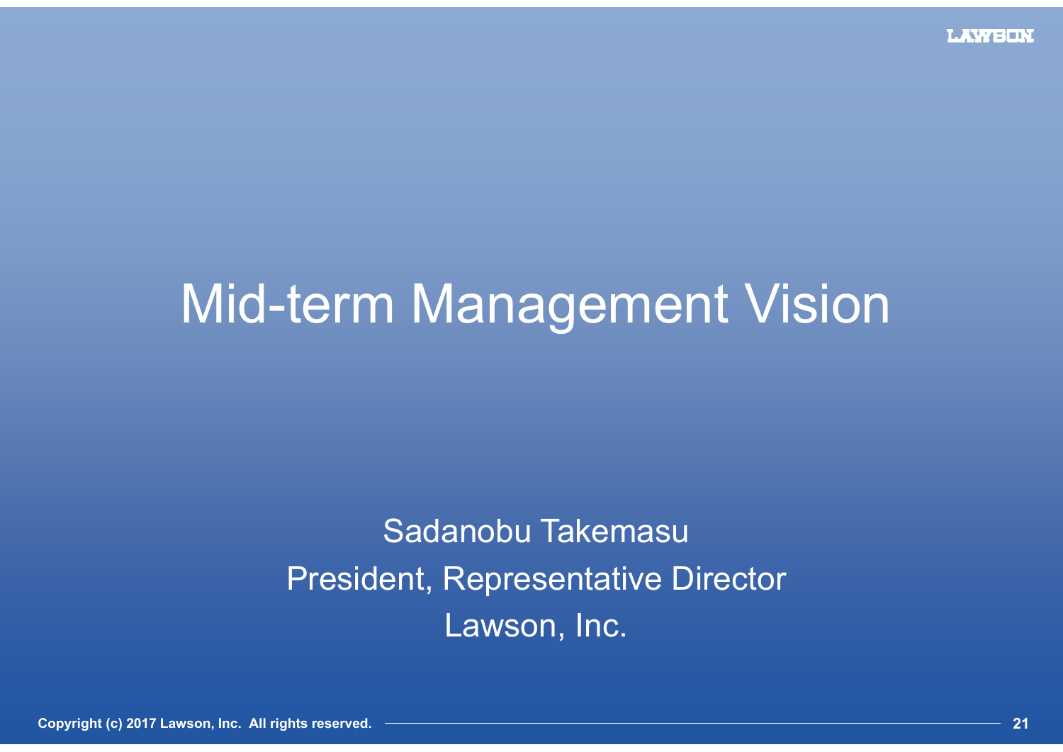# Mid-term Management Vision

Sadanobu Takemasu

President, Representative Director

Lawson, Inc.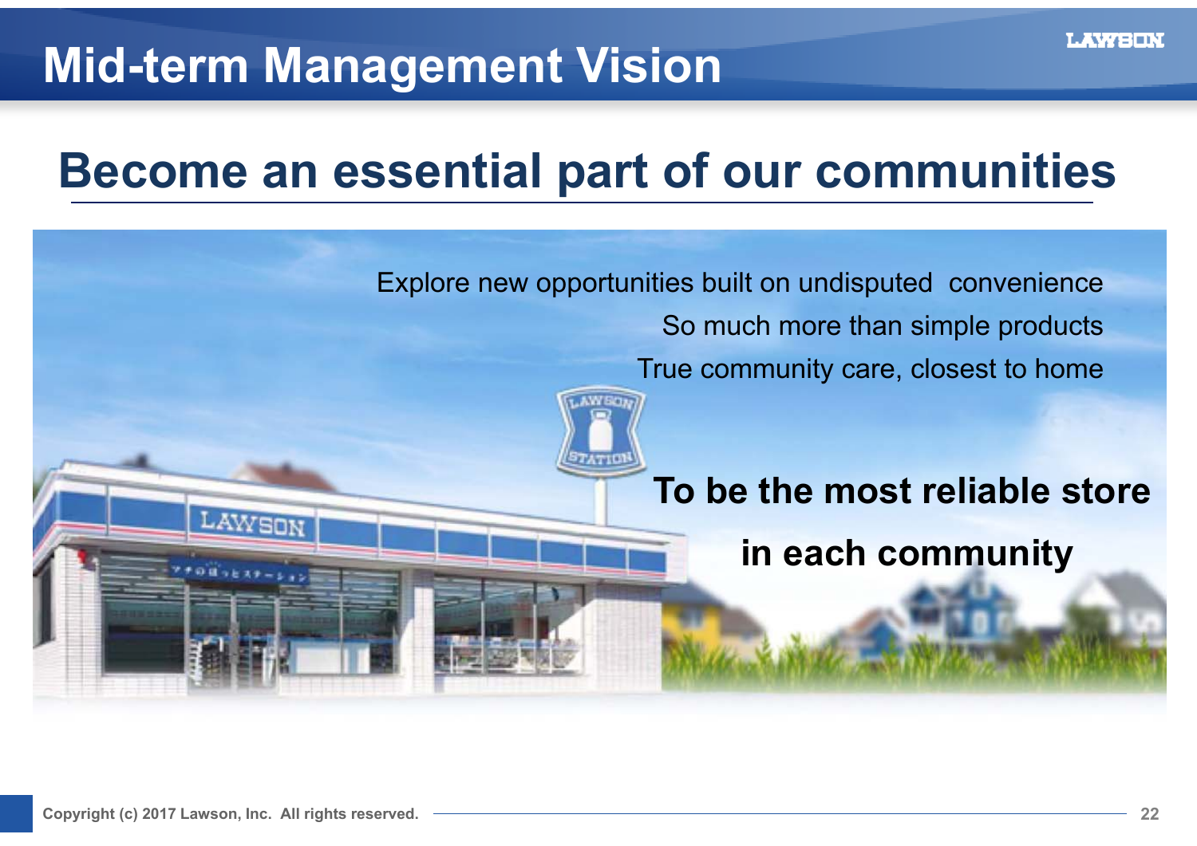# Mid-term Management Vision

## Become an essential part of our communities

Explore new opportunities built on undisputed convenience

So much more than simple products

True community care, closest to home

**To be the most reliable store in each community**

Copyright (c) 2017 Lawson, Inc. All rights reserved.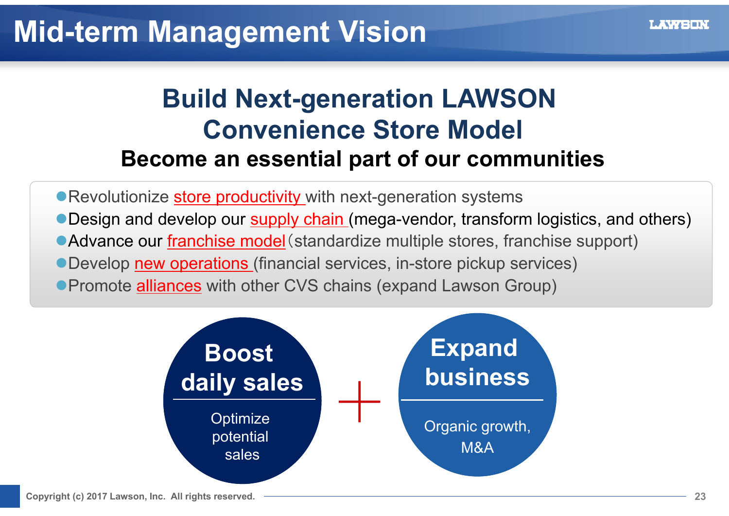# Mid-term Management Vision

## Build Next-generation LAWSON Convenience Store Model

### Become an essential part of our communities

- Revolutionize store productivity with next-generation systems
- Design and develop our supply chain (mega-vendor, transform logistics, and others)
- Advance our franchise model（standardize multiple stores, franchise support)
- Develop new operations (financial services, in-store pickup services)
- Promote alliances with other CVS chains (expand Lawson Group)

**Boost daily sales**

Optimize potential sales

＋

**Expand business**

Organic growth, M&A

Copyright (c) 2017 Lawson, Inc. All rights reserved.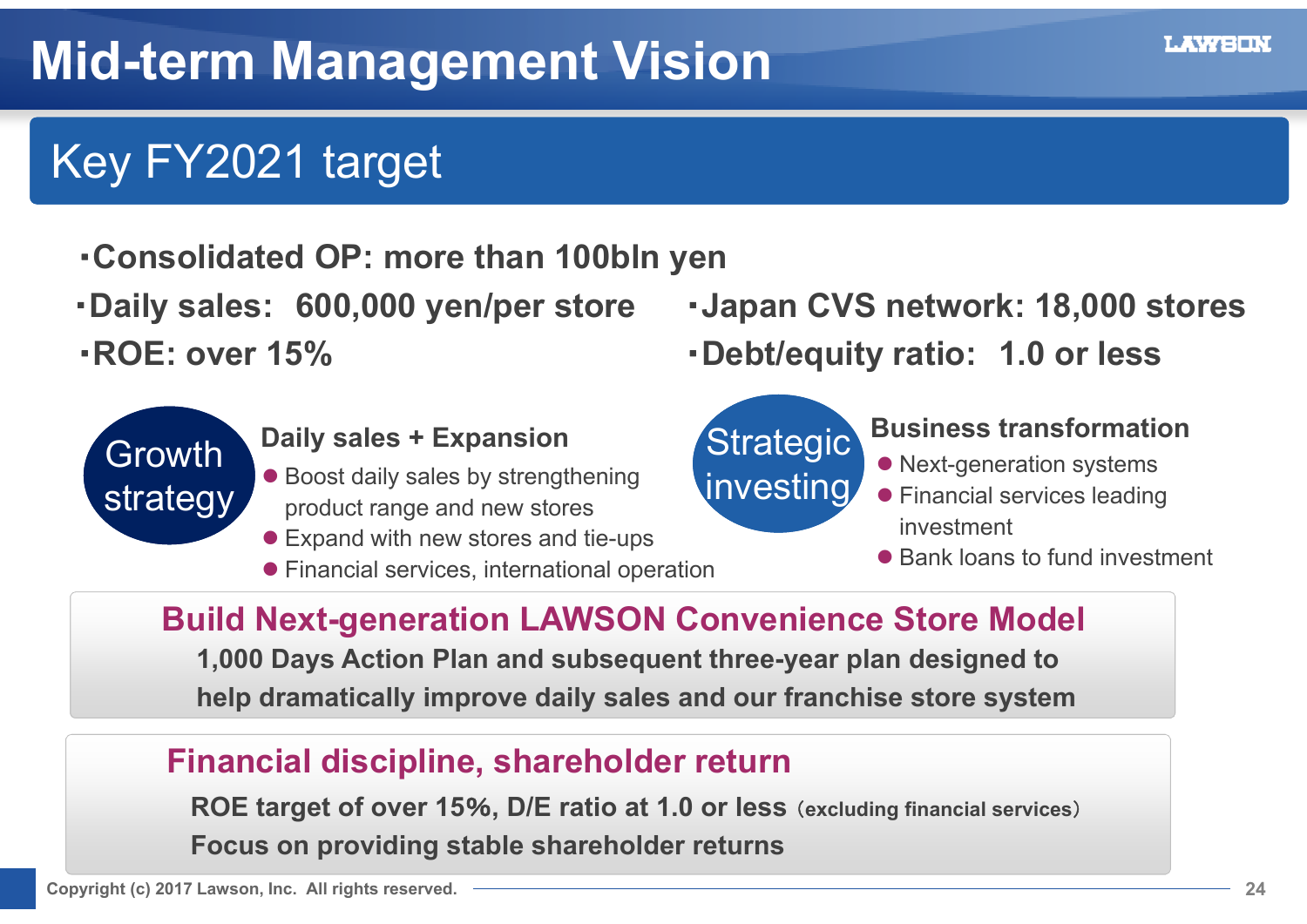# Mid-term Management Vision

## Key FY2021 target

- Consolidated OP: more than 100bln yen
- Daily sales: 600,000 yen/per store
- ROE: over 15%
- Japan CVS network: 18,000 stores
- Debt/equity ratio: 1.0 or less

### Growth strategy

**Daily sales + Expansion**

- Boost daily sales by strengthening product range and new stores
- Expand with new stores and tie-ups
- Financial services, international operation

### Strategic investing

**Business transformation**

- Next-generation systems
- Financial services leading investment
- Bank loans to fund investment

### Build Next-generation LAWSON Convenience Store Model

**1,000 Days Action Plan and subsequent three-year plan designed to help dramatically improve daily sales and our franchise store system**

### Financial discipline, shareholder return

**ROE target of over 15%, D/E ratio at 1.0 or less（excluding financial services）**

**Focus on providing stable shareholder returns**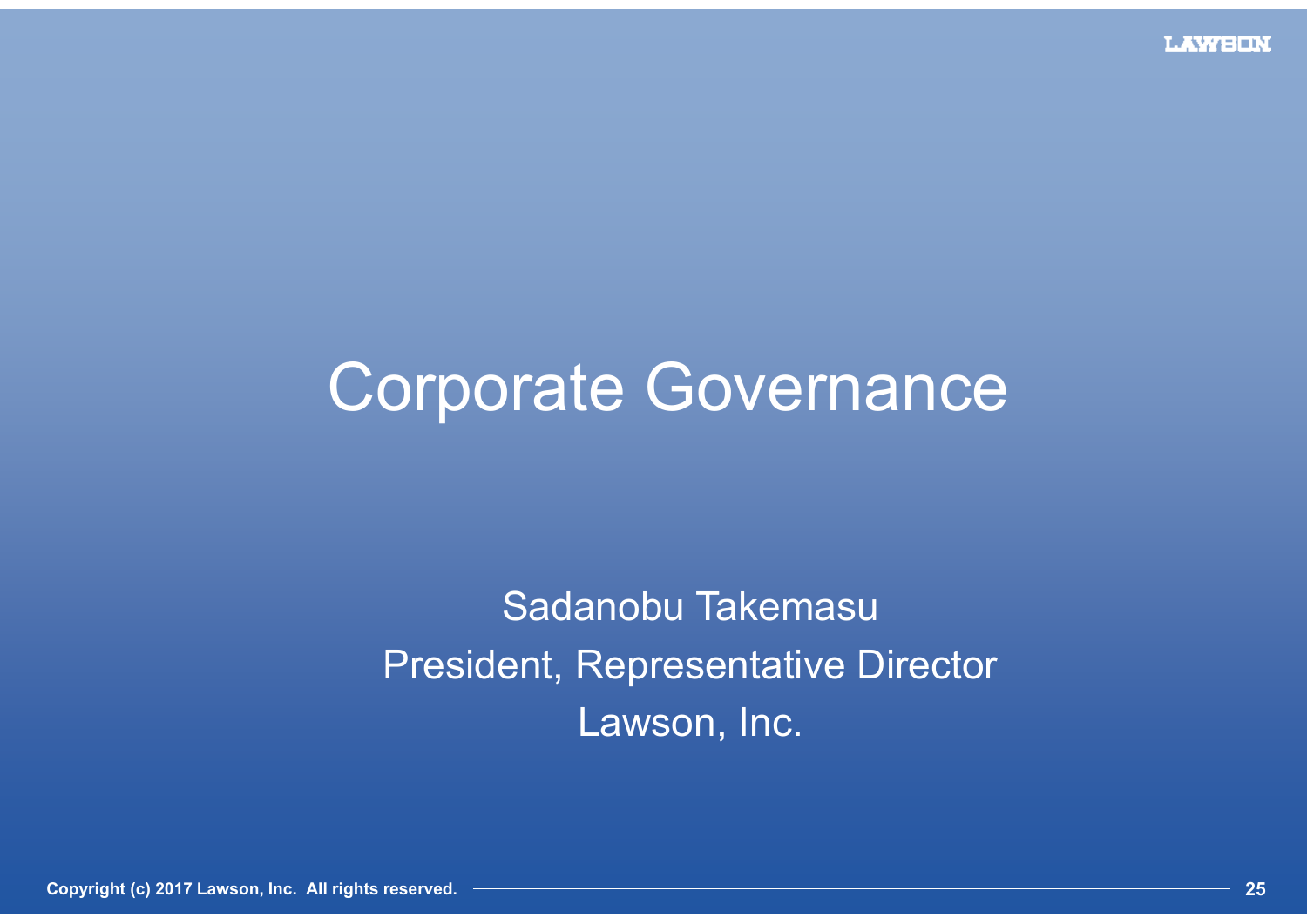# Corporate Governance

Sadanobu Takemasu

President, Representative Director

Lawson, Inc.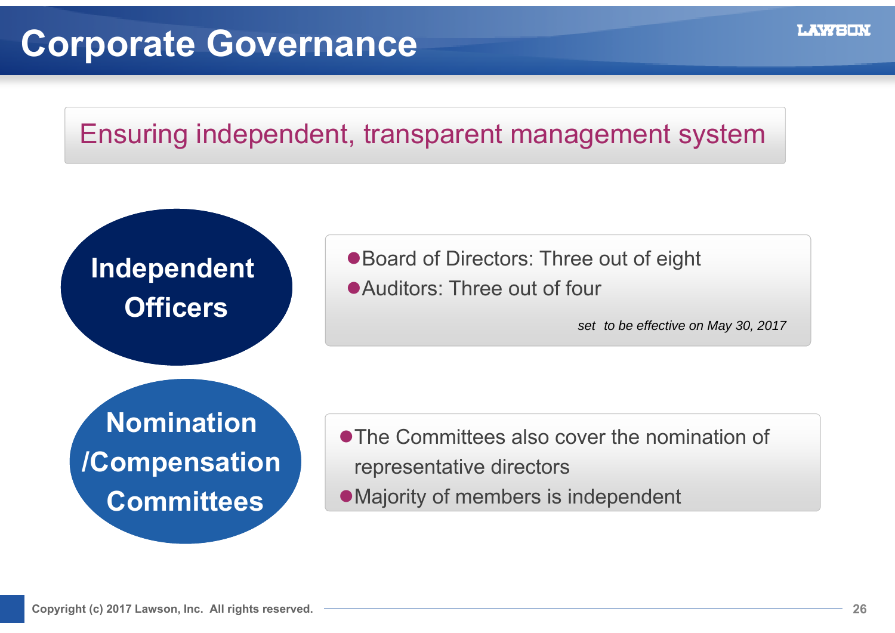# Corporate Governance

## Ensuring independent, transparent management system

### Independent Officers

- Board of Directors: Three out of eight
- Auditors: Three out of four

*set to be effective on May 30, 2017*

### Nomination /Compensation Committees

- The Committees also cover the nomination of representative directors
- Majority of members is independent

Copyright (c) 2017 Lawson, Inc. All rights reserved.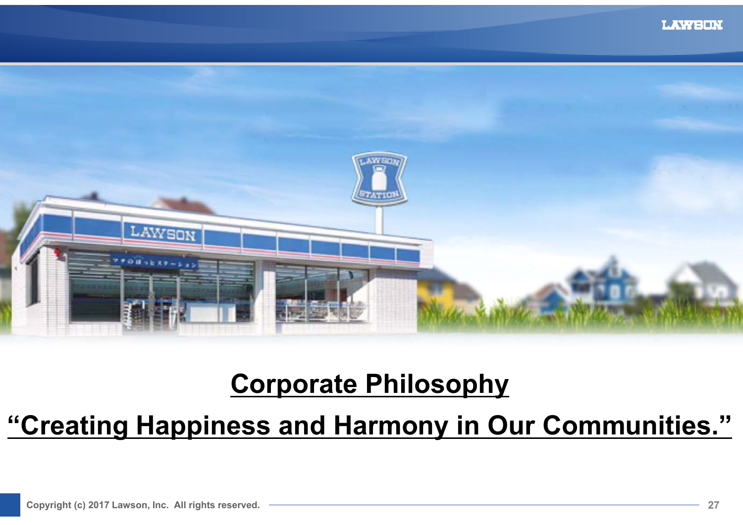# Corporate Philosophy

## "Creating Happiness and Harmony in Our Communities."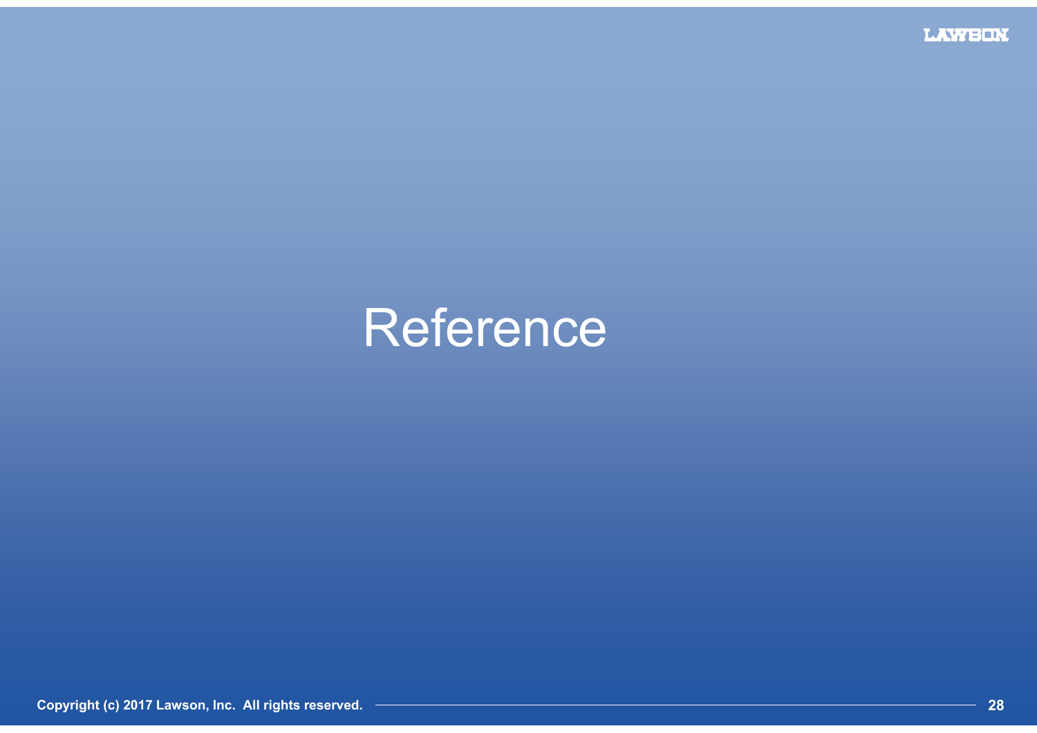# Reference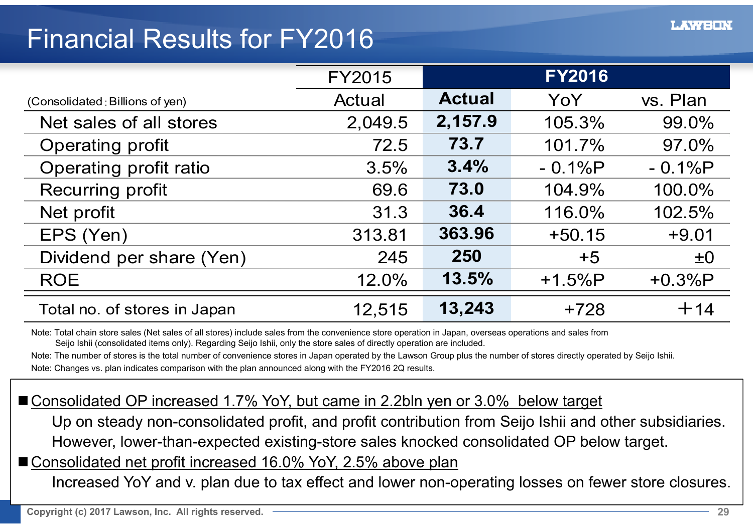# Financial Results for FY2016

| (Consolidated：Billions of yen) | FY2015 | FY2016 | | |
|---|---|---|---|---|
| | Actual | **Actual** | YoY | vs. Plan |
| Net sales of all stores | 2,049.5 | **2,157.9** | 105.3% | 99.0% |
| Operating profit | 72.5 | **73.7** | 101.7% | 97.0% |
| Operating profit ratio | 3.5% | **3.4%** | - 0.1%P | - 0.1%P |
| Recurring profit | 69.6 | **73.0** | 104.9% | 100.0% |
| Net profit | 31.3 | **36.4** | 116.0% | 102.5% |
| EPS (Yen) | 313.81 | **363.96** | +50.15 | +9.01 |
| Dividend per share (Yen) | 245 | **250** | +5 | ±0 |
| ROE | 12.0% | **13.5%** | +1.5%P | +0.3%P |
| Total no. of stores in Japan | 12,515 | **13,243** | +728 | ＋14 |

Note: Total chain store sales (Net sales of all stores) include sales from the convenience store operation in Japan, overseas operations and sales from Seijo Ishii (consolidated items only). Regarding Seijo Ishii, only the store sales of directly operation are included.

Note: The number of stores is the total number of convenience stores in Japan operated by the Lawson Group plus the number of stores directly operated by Seijo Ishii.

Note: Changes vs. plan indicates comparison with the plan announced along with the FY2016 2Q results.

■ Consolidated OP increased 1.7% YoY, but came in 2.2bln yen or 3.0% below target

Up on steady non-consolidated profit, and profit contribution from Seijo Ishii and other subsidiaries. However, lower-than-expected existing-store sales knocked consolidated OP below target.

■ Consolidated net profit increased 16.0% YoY, 2.5% above plan

Increased YoY and v. plan due to tax effect and lower non-operating losses on fewer store closures.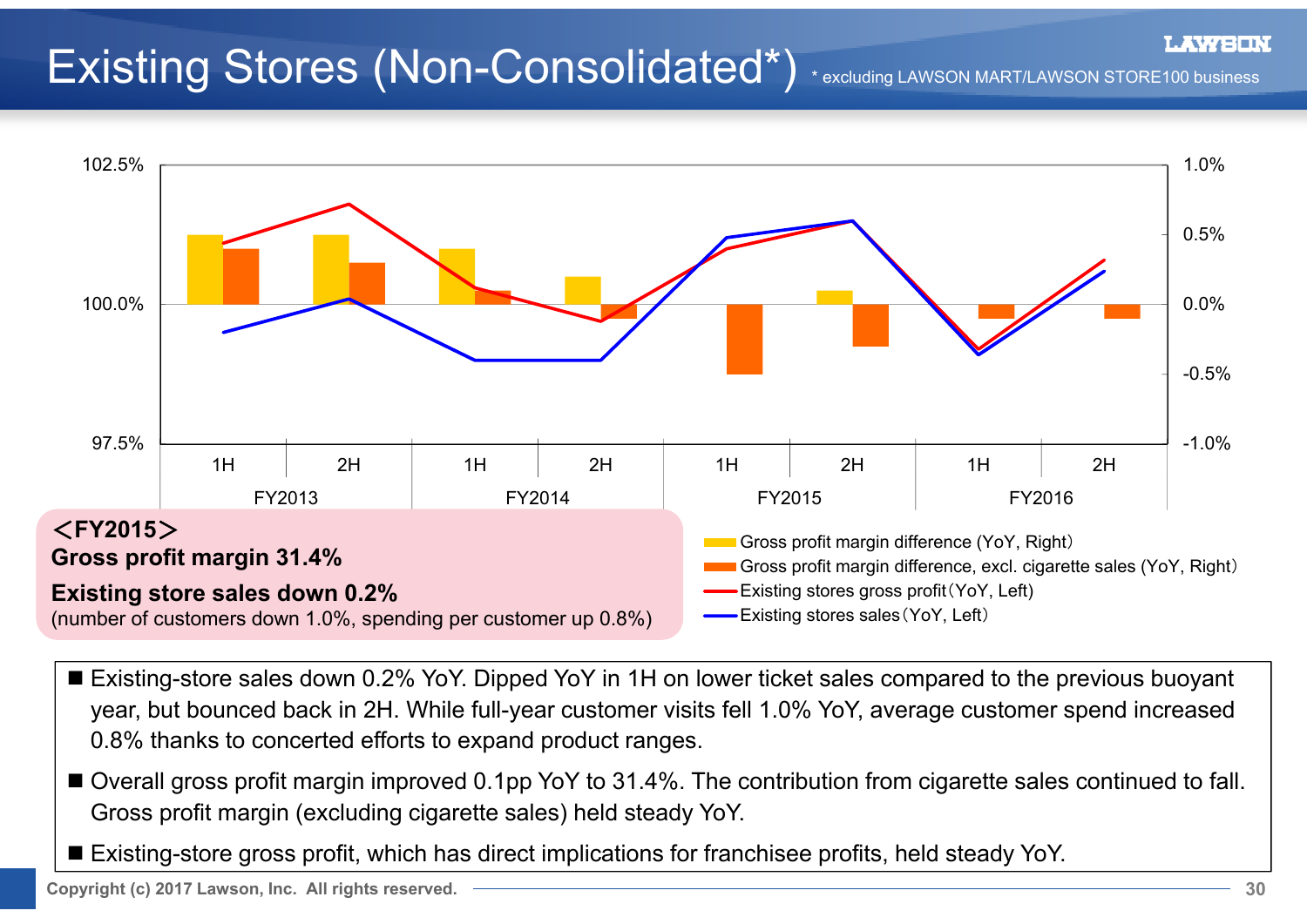# Existing Stores (Non-Consolidated*)

\* excluding LAWSON MART/LAWSON STORE100 business

102.5% / 100.0% / 97.5% (Left axis); 1.0% / 0.5% / 0.0% / -0.5% / -1.0% (Right axis)

| FY2013 | | FY2014 | | FY2015 | | FY2016 | |
|---|---|---|---|---|---|---|---|
| 1H | 2H | 1H | 2H | 1H | 2H | 1H | 2H |

- Gross profit margin difference (YoY, Right)
- Gross profit margin difference, excl. cigarette sales (YoY, Right)
- Existing stores gross profit (YoY, Left)
- Existing stores sales (YoY, Left)

**<FY2015>**

**Gross profit margin 31.4%**

**Existing store sales down 0.2%**

(number of customers down 1.0%, spending per customer up 0.8%)

- Existing-store sales down 0.2% YoY. Dipped YoY in 1H on lower ticket sales compared to the previous buoyant year, but bounced back in 2H. While full-year customer visits fell 1.0% YoY, average customer spend increased 0.8% thanks to concerted efforts to expand product ranges.
- Overall gross profit margin improved 0.1pp YoY to 31.4%. The contribution from cigarette sales continued to fall. Gross profit margin (excluding cigarette sales) held steady YoY.
- Existing-store gross profit, which has direct implications for franchisee profits, held steady YoY.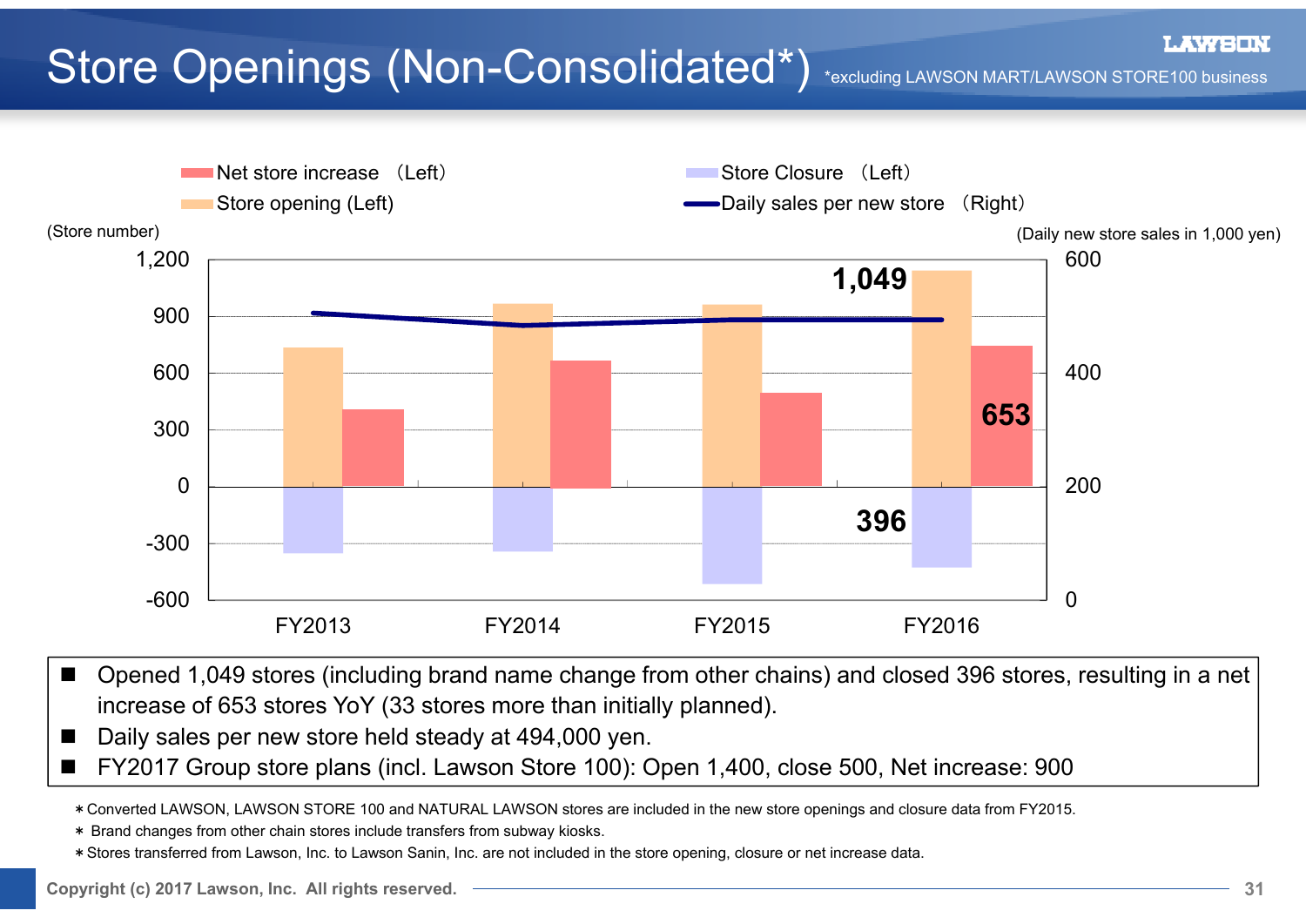# Store Openings (Non-Consolidated*)

*excluding LAWSON MART/LAWSON STORE100 business

- Net store increase (Left)
- Store opening (Left)
- Store Closure (Left)
- Daily sales per new store (Right)

(Store number) (Daily new store sales in 1,000 yen)

FY2013 FY2014 FY2015 FY2016

1,049 653 396

- Opened 1,049 stores (including brand name change from other chains) and closed 396 stores, resulting in a net increase of 653 stores YoY (33 stores more than initially planned).
- Daily sales per new store held steady at 494,000 yen.
- FY2017 Group store plans (incl. Lawson Store 100): Open 1,400, close 500, Net increase: 900

＊Converted LAWSON, LAWSON STORE 100 and NATURAL LAWSON stores are included in the new store openings and closure data from FY2015.

＊ Brand changes from other chain stores include transfers from subway kiosks.

＊Stores transferred from Lawson, Inc. to Lawson Sanin, Inc. are not included in the store opening, closure or net increase data.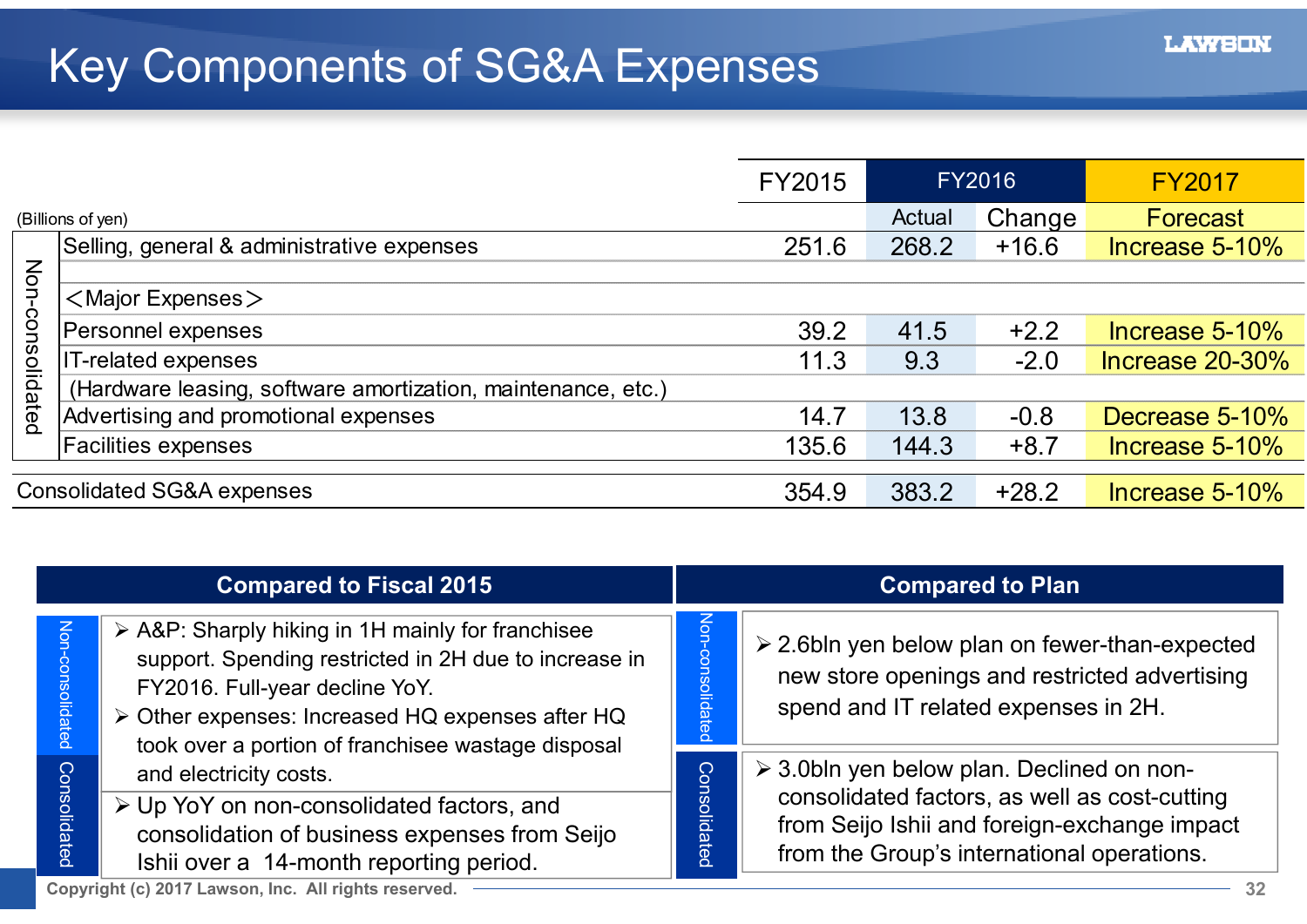# Key Components of SG&A Expenses

(Billions of yen)

| | | FY2015 | FY2016 Actual | FY2016 Change | FY2017 Forecast |
|---|---|---|---|---|---|
| Non-consolidated | Selling, general & administrative expenses | 251.6 | 268.2 | +16.6 | Increase 5-10% |
| | <Major Expenses> | | | | |
| | Personnel expenses | 39.2 | 41.5 | +2.2 | Increase 5-10% |
| | IT-related expenses (Hardware leasing, software amortization, maintenance, etc.) | 11.3 | 9.3 | -2.0 | Increase 20-30% |
| | Advertising and promotional expenses | 14.7 | 13.8 | -0.8 | Decrease 5-10% |
| | Facilities expenses | 135.6 | 144.3 | +8.7 | Increase 5-10% |
| Consolidated SG&A expenses | | 354.9 | 383.2 | +28.2 | Increase 5-10% |

## Compared to Fiscal 2015

**Non-consolidated**

- A&P: Sharply hiking in 1H mainly for franchisee support. Spending restricted in 2H due to increase in FY2016. Full-year decline YoY.
- Other expenses: Increased HQ expenses after HQ took over a portion of franchisee wastage disposal and electricity costs.

**Consolidated**

- Up YoY on non-consolidated factors, and consolidation of business expenses from Seijo Ishii over a 14-month reporting period.

## Compared to Plan

**Non-consolidated**

- 2.6bln yen below plan on fewer-than-expected new store openings and restricted advertising spend and IT related expenses in 2H.

**Consolidated**

- 3.0bln yen below plan. Declined on non-consolidated factors, as well as cost-cutting from Seijo Ishii and foreign-exchange impact from the Group's international operations.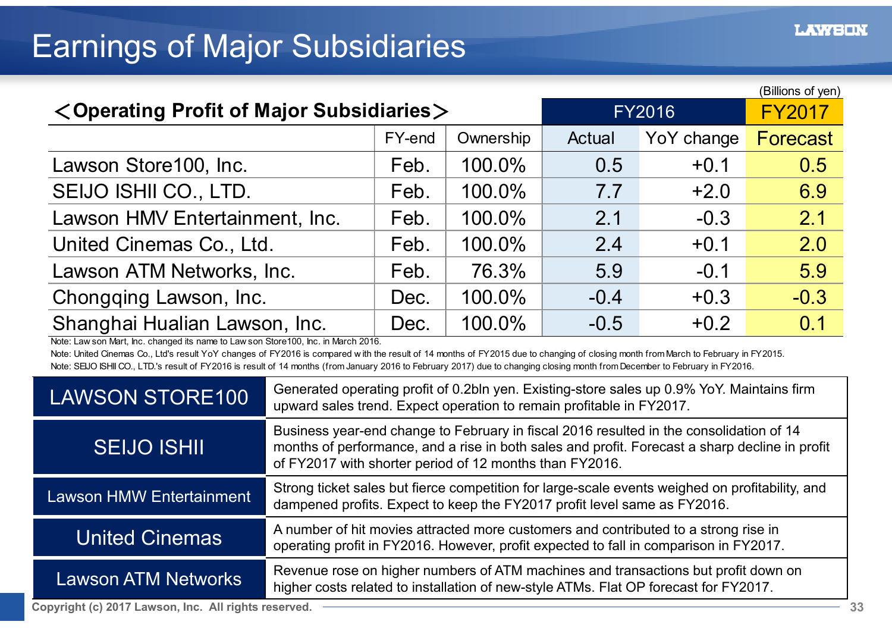# Earnings of Major Subsidiaries

## ＜Operating Profit of Major Subsidiaries＞

(Billions of yen)

| | FY-end | Ownership | FY2016 | | FY2017 |
|---|---|---|---|---|---|
| | | | Actual | YoY change | Forecast |
| Lawson Store100, Inc. | Feb. | 100.0% | 0.5 | +0.1 | 0.5 |
| SEIJO ISHII CO., LTD. | Feb. | 100.0% | 7.7 | +2.0 | 6.9 |
| Lawson HMV Entertainment, Inc. | Feb. | 100.0% | 2.1 | -0.3 | 2.1 |
| United Cinemas Co., Ltd. | Feb. | 100.0% | 2.4 | +0.1 | 2.0 |
| Lawson ATM Networks, Inc. | Feb. | 76.3% | 5.9 | -0.1 | 5.9 |
| Chongqing Lawson, Inc. | Dec. | 100.0% | -0.4 | +0.3 | -0.3 |
| Shanghai Hualian Lawson, Inc. | Dec. | 100.0% | -0.5 | +0.2 | 0.1 |

Note: Lawson Mart, Inc. changed its name to Lawson Store100, Inc. in March 2016.

Note: United Cinemas Co., Ltd's result YoY changes of FY2016 is compared with the result of 14 months of FY2015 due to changing of closing month from March to February in FY2015.

Note: SEIJO ISHII CO., LTD.'s result of FY2016 is result of 14 months (from January 2016 to February 2017) due to changing closing month from December to February in FY2016.

| | |
|---|---|
| LAWSON STORE100 | Generated operating profit of 0.2bln yen. Existing-store sales up 0.9% YoY. Maintains firm upward sales trend. Expect operation to remain profitable in FY2017. |
| SEIJO ISHII | Business year-end change to February in fiscal 2016 resulted in the consolidation of 14 months of performance, and a rise in both sales and profit. Forecast a sharp decline in profit of FY2017 with shorter period of 12 months than FY2016. |
| Lawson HMV Entertainment | Strong ticket sales but fierce competition for large-scale events weighed on profitability, and dampened profits. Expect to keep the FY2017 profit level same as FY2016. |
| United Cinemas | A number of hit movies attracted more customers and contributed to a strong rise in operating profit in FY2016. However, profit expected to fall in comparison in FY2017. |
| Lawson ATM Networks | Revenue rose on higher numbers of ATM machines and transactions but profit down on higher costs related to installation of new-style ATMs. Flat OP forecast for FY2017. |

Copyright (c) 2017 Lawson, Inc. All rights reserved.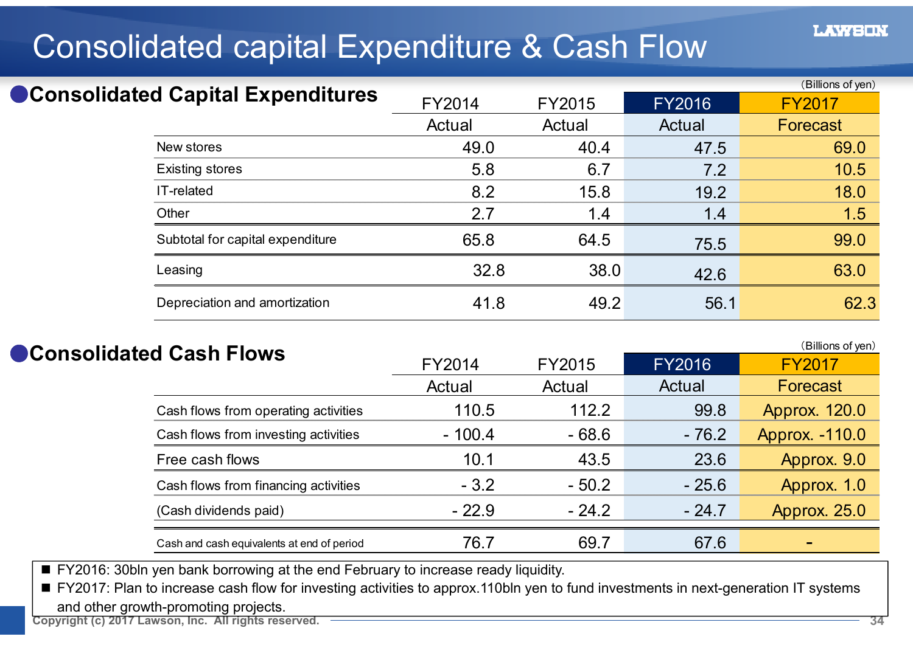# Consolidated capital Expenditure & Cash Flow

## Consolidated Capital Expenditures

(Billions of yen)

| | FY2014 Actual | FY2015 Actual | FY2016 Actual | FY2017 Forecast |
|---|---|---|---|---|
| New stores | 49.0 | 40.4 | 47.5 | 69.0 |
| Existing stores | 5.8 | 6.7 | 7.2 | 10.5 |
| IT-related | 8.2 | 15.8 | 19.2 | 18.0 |
| Other | 2.7 | 1.4 | 1.4 | 1.5 |
| Subtotal for capital expenditure | 65.8 | 64.5 | 75.5 | 99.0 |
| Leasing | 32.8 | 38.0 | 42.6 | 63.0 |
| Depreciation and amortization | 41.8 | 49.2 | 56.1 | 62.3 |

## Consolidated Cash Flows

(Billions of yen)

| | FY2014 Actual | FY2015 Actual | FY2016 Actual | FY2017 Forecast |
|---|---|---|---|---|
| Cash flows from operating activities | 110.5 | 112.2 | 99.8 | Approx. 120.0 |
| Cash flows from investing activities | - 100.4 | - 68.6 | - 76.2 | Approx. -110.0 |
| Free cash flows | 10.1 | 43.5 | 23.6 | Approx. 9.0 |
| Cash flows from financing activities | - 3.2 | - 50.2 | - 25.6 | Approx. 1.0 |
| (Cash dividends paid) | - 22.9 | - 24.2 | - 24.7 | Approx. 25.0 |
| Cash and cash equivalents at end of period | 76.7 | 69.7 | 67.6 | - |

- FY2016: 30bln yen bank borrowing at the end February to increase ready liquidity.
- FY2017: Plan to increase cash flow for investing activities to approx.110bln yen to fund investments in next-generation IT systems and other growth-promoting projects.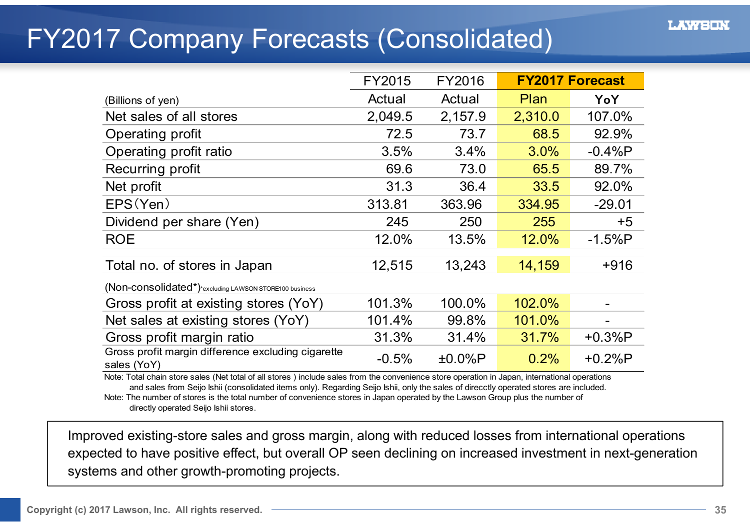# FY2017 Company Forecasts (Consolidated)

| (Billions of yen) | FY2015 Actual | FY2016 Actual | FY2017 Forecast Plan | FY2017 Forecast YoY |
|---|---|---|---|---|
| Net sales of all stores | 2,049.5 | 2,157.9 | 2,310.0 | 107.0% |
| Operating profit | 72.5 | 73.7 | 68.5 | 92.9% |
| Operating profit ratio | 3.5% | 3.4% | 3.0% | -0.4%P |
| Recurring profit | 69.6 | 73.0 | 65.5 | 89.7% |
| Net profit | 31.3 | 36.4 | 33.5 | 92.0% |
| EPS（Yen） | 313.81 | 363.96 | 334.95 | -29.01 |
| Dividend per share (Yen) | 245 | 250 | 255 | +5 |
| ROE | 12.0% | 13.5% | 12.0% | -1.5%P |
| Total no. of stores in Japan | 12,515 | 13,243 | 14,159 | +916 |
| (Non-consolidated*) *excluding LAWSON STORE100 business | | | | |
| Gross profit at existing stores (YoY) | 101.3% | 100.0% | 102.0% | - |
| Net sales at existing stores (YoY) | 101.4% | 99.8% | 101.0% | - |
| Gross profit margin ratio | 31.3% | 31.4% | 31.7% | +0.3%P |
| Gross profit margin difference excluding cigarette sales (YoY) | -0.5% | ±0.0%P | 0.2% | +0.2%P |

Note: Total chain store sales (Net total of all stores ) include sales from the convenience store operation in Japan, international operations and sales from Seijo Ishii (consolidated items only). Regarding Seijo Ishii, only the sales of direcctly operated stores are included.

Note: The number of stores is the total number of convenience stores in Japan operated by the Lawson Group plus the number of directly operated Seijo Ishii stores.

Improved existing-store sales and gross margin, along with reduced losses from international operations expected to have positive effect, but overall OP seen declining on increased investment in next-generation systems and other growth-promoting projects.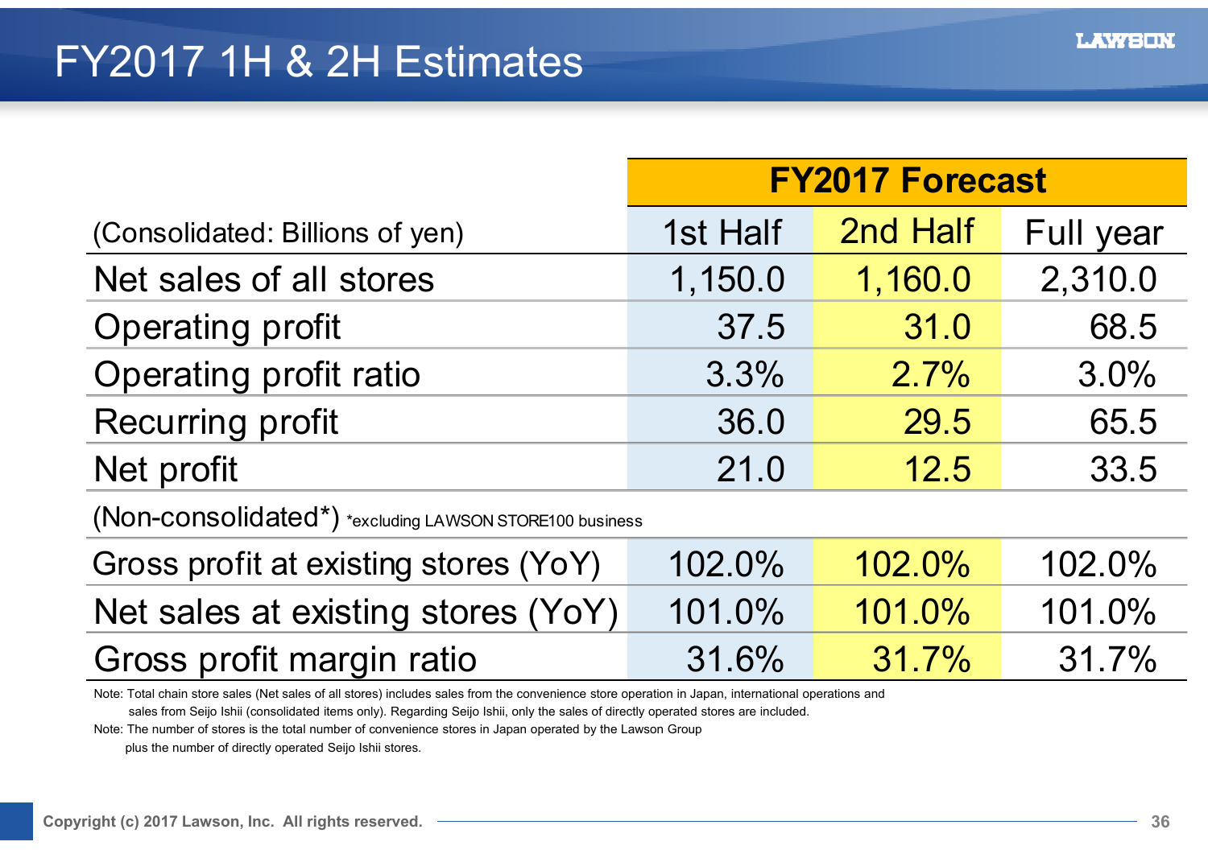# FY2017 1H & 2H Estimates

| (Consolidated: Billions of yen) | FY2017 Forecast 1st Half | 2nd Half | Full year |
|---|---|---|---|
| Net sales of all stores | 1,150.0 | 1,160.0 | 2,310.0 |
| Operating profit | 37.5 | 31.0 | 68.5 |
| Operating profit ratio | 3.3% | 2.7% | 3.0% |
| Recurring profit | 36.0 | 29.5 | 65.5 |
| Net profit | 21.0 | 12.5 | 33.5 |
| (Non-consolidated*) *excluding LAWSON STORE100 business | | | |
| Gross profit at existing stores (YoY) | 102.0% | 102.0% | 102.0% |
| Net sales at existing stores (YoY) | 101.0% | 101.0% | 101.0% |
| Gross profit margin ratio | 31.6% | 31.7% | 31.7% |

Note: Total chain store sales (Net sales of all stores) includes sales from the convenience store operation in Japan, international operations and sales from Seijo Ishii (consolidated items only). Regarding Seijo Ishii, only the sales of directly operated stores are included.

Note: The number of stores is the total number of convenience stores in Japan operated by the Lawson Group plus the number of directly operated Seijo Ishii stores.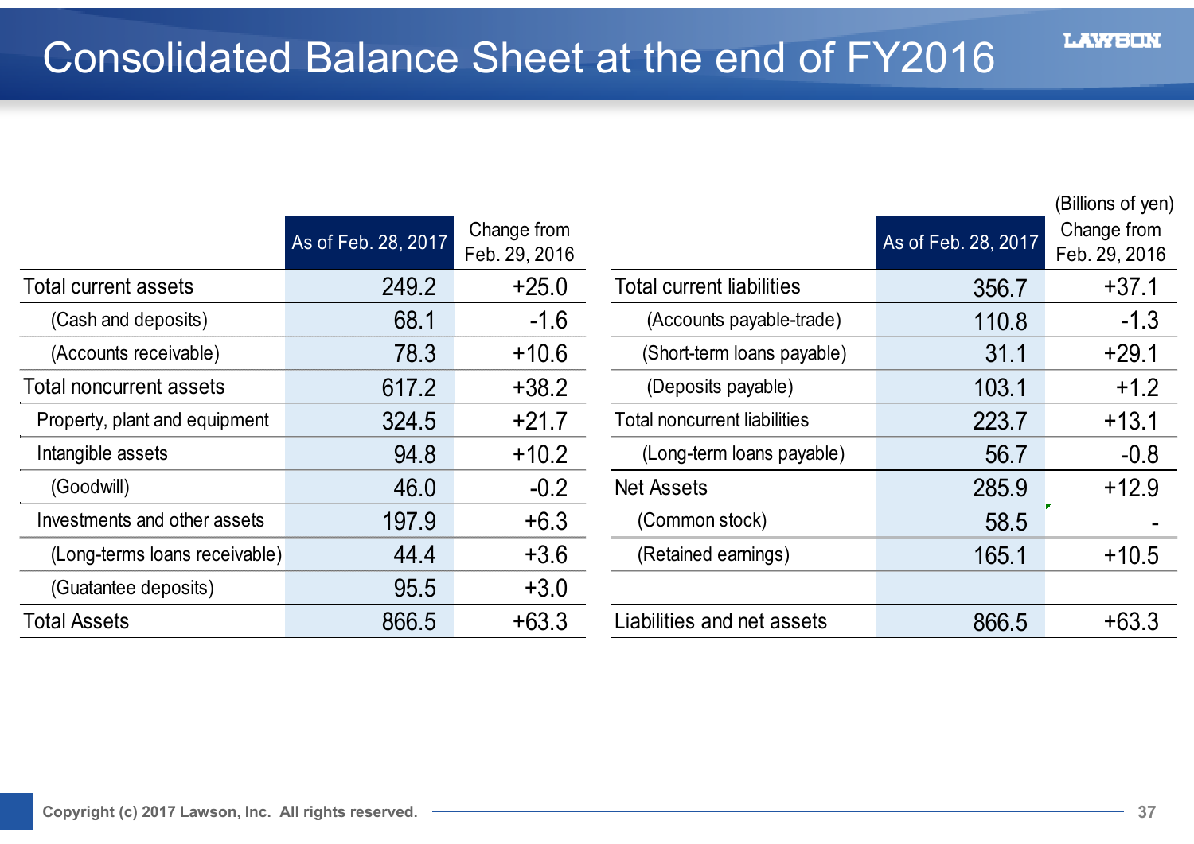# Consolidated Balance Sheet at the end of FY2016

(Billions of yen)

| | As of Feb. 28, 2017 | Change from Feb. 29, 2016 |
|---|---|---|
| Total current assets | 249.2 | +25.0 |
| (Cash and deposits) | 68.1 | -1.6 |
| (Accounts receivable) | 78.3 | +10.6 |
| Total noncurrent assets | 617.2 | +38.2 |
| Property, plant and equipment | 324.5 | +21.7 |
| Intangible assets | 94.8 | +10.2 |
| (Goodwill) | 46.0 | -0.2 |
| Investments and other assets | 197.9 | +6.3 |
| (Long-terms loans receivable) | 44.4 | +3.6 |
| (Guatantee deposits) | 95.5 | +3.0 |
| Total Assets | 866.5 | +63.3 |

| | As of Feb. 28, 2017 | Change from Feb. 29, 2016 |
|---|---|---|
| Total current liabilities | 356.7 | +37.1 |
| (Accounts payable-trade) | 110.8 | -1.3 |
| (Short-term loans payable) | 31.1 | +29.1 |
| (Deposits payable) | 103.1 | +1.2 |
| Total noncurrent liabilities | 223.7 | +13.1 |
| (Long-term loans payable) | 56.7 | -0.8 |
| Net Assets | 285.9 | +12.9 |
| (Common stock) | 58.5 | - |
| (Retained earnings) | 165.1 | +10.5 |
| | | |
| Liabilities and net assets | 866.5 | +63.3 |

Copyright (c) 2017 Lawson, Inc. All rights reserved.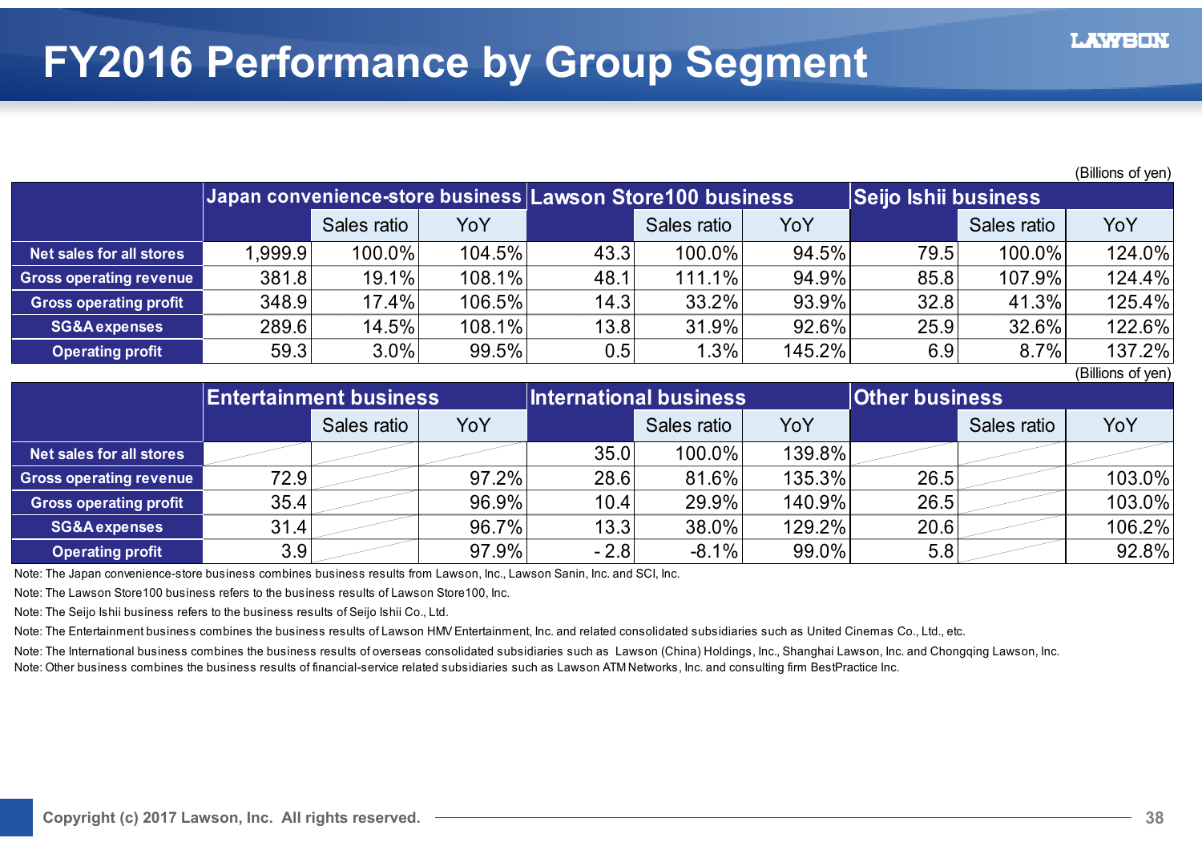# FY2016 Performance by Group Segment

(Billions of yen)

| | Japan convenience-store business | | | Lawson Store100 business | | | Seijo Ishii business | | |
|---|---|---|---|---|---|---|---|---|---|
| | | Sales ratio | YoY | | Sales ratio | YoY | | Sales ratio | YoY |
| Net sales for all stores | 1,999.9 | 100.0% | 104.5% | 43.3 | 100.0% | 94.5% | 79.5 | 100.0% | 124.0% |
| Gross operating revenue | 381.8 | 19.1% | 108.1% | 48.1 | 111.1% | 94.9% | 85.8 | 107.9% | 124.4% |
| Gross operating profit | 348.9 | 17.4% | 106.5% | 14.3 | 33.2% | 93.9% | 32.8 | 41.3% | 125.4% |
| SG&A expenses | 289.6 | 14.5% | 108.1% | 13.8 | 31.9% | 92.6% | 25.9 | 32.6% | 122.6% |
| Operating profit | 59.3 | 3.0% | 99.5% | 0.5 | 1.3% | 145.2% | 6.9 | 8.7% | 137.2% |

(Billions of yen)

| | Entertainment business | | | International business | | | Other business | | |
|---|---|---|---|---|---|---|---|---|---|
| | | Sales ratio | YoY | | Sales ratio | YoY | | Sales ratio | YoY |
| Net sales for all stores | | | | 35.0 | 100.0% | 139.8% | | | |
| Gross operating revenue | 72.9 | | 97.2% | 28.6 | 81.6% | 135.3% | 26.5 | | 103.0% |
| Gross operating profit | 35.4 | | 96.9% | 10.4 | 29.9% | 140.9% | 26.5 | | 103.0% |
| SG&A expenses | 31.4 | | 96.7% | 13.3 | 38.0% | 129.2% | 20.6 | | 106.2% |
| Operating profit | 3.9 | | 97.9% | - 2.8 | -8.1% | 99.0% | 5.8 | | 92.8% |

Note: The Japan convenience-store business combines business results from Lawson, Inc., Lawson Sanin, Inc. and SCI, Inc.

Note: The Lawson Store100 business refers to the business results of Lawson Store100, Inc.

Note: The Seijo Ishii business refers to the business results of Seijo Ishii Co., Ltd.

Note: The Entertainment business combines the business results of Lawson HMV Entertainment, Inc. and related consolidated subsidiaries such as United Cinemas Co., Ltd., etc.

Note: The International business combines the business results of overseas consolidated subsidiaries such as Lawson (China) Holdings, Inc., Shanghai Lawson, Inc. and Chongqing Lawson, Inc.

Note: Other business combines the business results of financial-service related subsidiaries such as Lawson ATM Networks, Inc. and consulting firm BestPractice Inc.